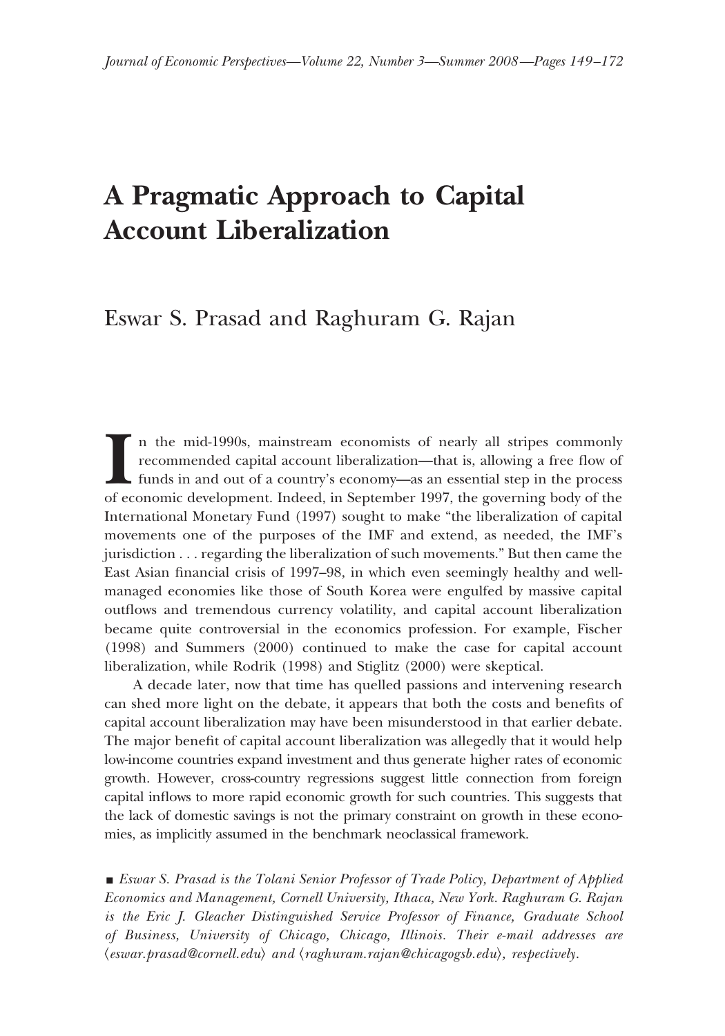# A Pragmatic Approach to Capital Account Liberalization

Eswar S. Prasad and Raghuram G. Rajan

In the mid-1990s, mainstream economists of nearly all stripes commonly recommended capital account liberalization—that is, allowing a free flow of funds in and out of a country's economy—as an essential step in the process of economic development. Indeed, in September 1997, the governing body of the International Monetary Fund (1997) sought to make "the liberalization of capital movements one of the purposes of the IMF and extend, as needed, the IMF's jurisdiction . . . regarding the liberalization of such movements." But then came the East Asian financial crisis of 1997–98, in which even seemingly healthy and well-managed economies like those of South Korea were engulfed by massive capital outflows and tremendous currency volatility, and capital account liberalization became quite controversial in the economics profession. For example, Fischer (1998) and Summers (2000) continued to make the case for capital account liberalization, while Rodrik (1998) and Stiglitz (2000) were skeptical.

A decade later, now that time has quelled passions and intervening research can shed more light on the debate, it appears that both the costs and benefits of capital account liberalization may have been misunderstood in that earlier debate. The major benefit of capital account liberalization was allegedly that it would help low-income countries expand investment and thus generate higher rates of economic growth. However, cross-country regressions suggest little connection from foreign capital inflows to more rapid economic growth for such countries. This suggests that the lack of domestic savings is not the primary constraint on growth in these economies, as implicitly assumed in the benchmark neoclassical framework.

■ *Eswar S. Prasad is the Tolani Senior Professor of Trade Policy, Department of Applied Economics and Management, Cornell University, Ithaca, New York. Raghuram G. Rajan is the Eric J. Gleacher Distinguished Service Professor of Finance, Graduate School of Business, University of Chicago, Chicago, Illinois. Their e-mail addresses are ⟨eswar.prasad@cornell.edu⟩ and ⟨raghuram.rajan@chicagogsb.edu⟩, respectively.*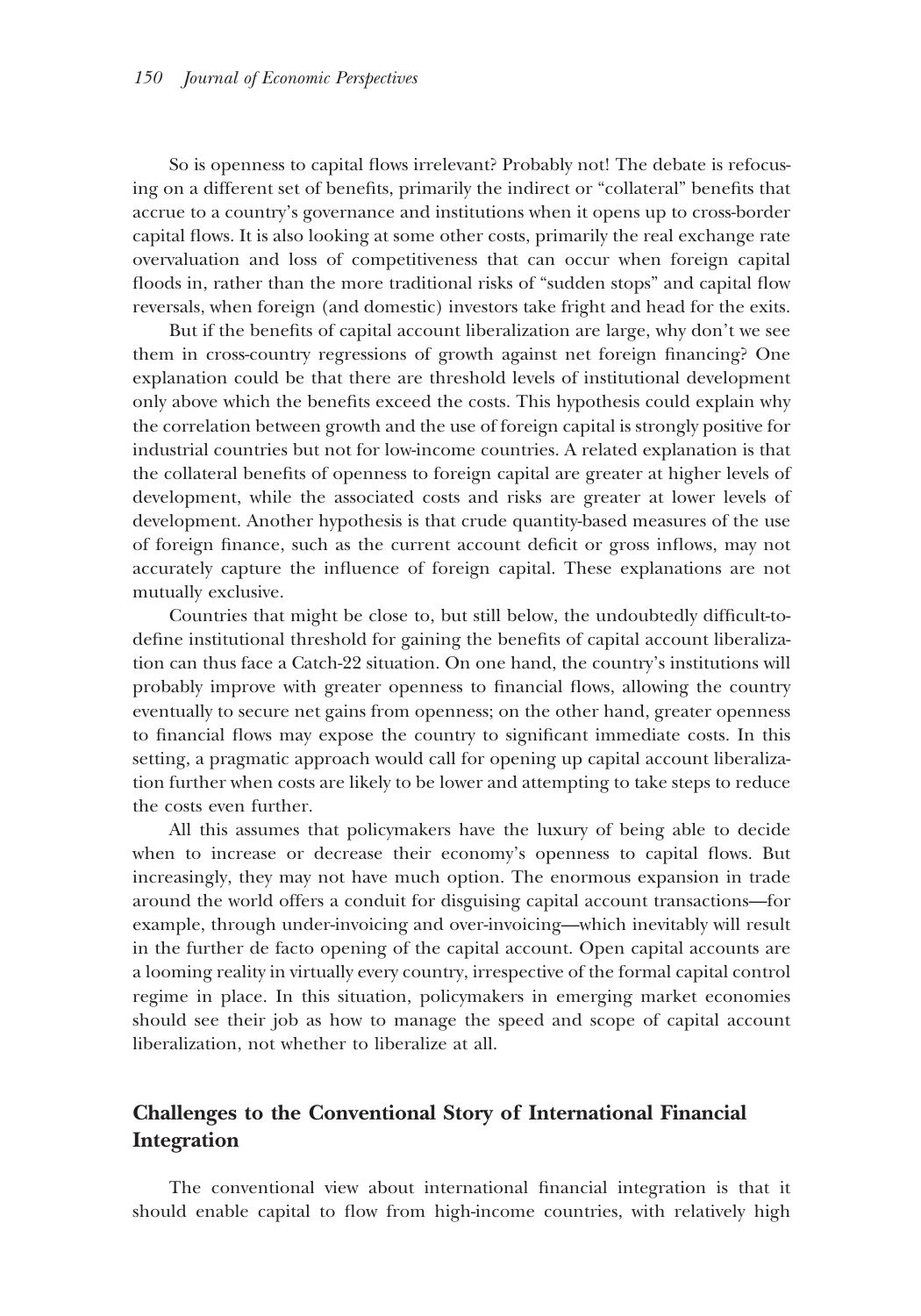So is openness to capital flows irrelevant? Probably not! The debate is refocusing on a different set of benefits, primarily the indirect or "collateral" benefits that accrue to a country's governance and institutions when it opens up to cross-border capital flows. It is also looking at some other costs, primarily the real exchange rate overvaluation and loss of competitiveness that can occur when foreign capital floods in, rather than the more traditional risks of "sudden stops" and capital flow reversals, when foreign (and domestic) investors take fright and head for the exits.

But if the benefits of capital account liberalization are large, why don't we see them in cross-country regressions of growth against net foreign financing? One explanation could be that there are threshold levels of institutional development only above which the benefits exceed the costs. This hypothesis could explain why the correlation between growth and the use of foreign capital is strongly positive for industrial countries but not for low-income countries. A related explanation is that the collateral benefits of openness to foreign capital are greater at higher levels of development, while the associated costs and risks are greater at lower levels of development. Another hypothesis is that crude quantity-based measures of the use of foreign finance, such as the current account deficit or gross inflows, may not accurately capture the influence of foreign capital. These explanations are not mutually exclusive.

Countries that might be close to, but still below, the undoubtedly difficult-to-define institutional threshold for gaining the benefits of capital account liberalization can thus face a Catch-22 situation. On one hand, the country's institutions will probably improve with greater openness to financial flows, allowing the country eventually to secure net gains from openness; on the other hand, greater openness to financial flows may expose the country to significant immediate costs. In this setting, a pragmatic approach would call for opening up capital account liberalization further when costs are likely to be lower and attempting to take steps to reduce the costs even further.

All this assumes that policymakers have the luxury of being able to decide when to increase or decrease their economy's openness to capital flows. But increasingly, they may not have much option. The enormous expansion in trade around the world offers a conduit for disguising capital account transactions—for example, through under-invoicing and over-invoicing—which inevitably will result in the further de facto opening of the capital account. Open capital accounts are a looming reality in virtually every country, irrespective of the formal capital control regime in place. In this situation, policymakers in emerging market economies should see their job as how to manage the speed and scope of capital account liberalization, not whether to liberalize at all.

## Challenges to the Conventional Story of International Financial Integration

The conventional view about international financial integration is that it should enable capital to flow from high-income countries, with relatively high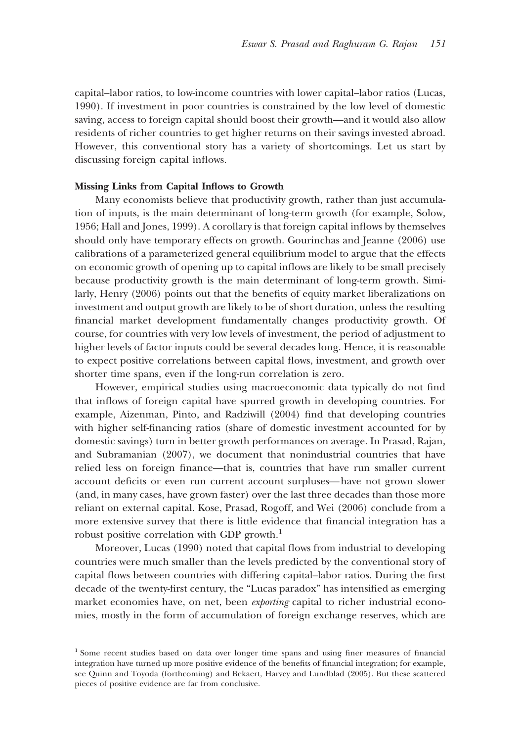capital–labor ratios, to low-income countries with lower capital–labor ratios (Lucas, 1990). If investment in poor countries is constrained by the low level of domestic saving, access to foreign capital should boost their growth—and it would also allow residents of richer countries to get higher returns on their savings invested abroad. However, this conventional story has a variety of shortcomings. Let us start by discussing foreign capital inflows.

**Missing Links from Capital Inflows to Growth**

Many economists believe that productivity growth, rather than just accumulation of inputs, is the main determinant of long-term growth (for example, Solow, 1956; Hall and Jones, 1999). A corollary is that foreign capital inflows by themselves should only have temporary effects on growth. Gourinchas and Jeanne (2006) use calibrations of a parameterized general equilibrium model to argue that the effects on economic growth of opening up to capital inflows are likely to be small precisely because productivity growth is the main determinant of long-term growth. Similarly, Henry (2006) points out that the benefits of equity market liberalizations on investment and output growth are likely to be of short duration, unless the resulting financial market development fundamentally changes productivity growth. Of course, for countries with very low levels of investment, the period of adjustment to higher levels of factor inputs could be several decades long. Hence, it is reasonable to expect positive correlations between capital flows, investment, and growth over shorter time spans, even if the long-run correlation is zero.

However, empirical studies using macroeconomic data typically do not find that inflows of foreign capital have spurred growth in developing countries. For example, Aizenman, Pinto, and Radziwill (2004) find that developing countries with higher self-financing ratios (share of domestic investment accounted for by domestic savings) turn in better growth performances on average. In Prasad, Rajan, and Subramanian (2007), we document that nonindustrial countries that have relied less on foreign finance—that is, countries that have run smaller current account deficits or even run current account surpluses—have not grown slower (and, in many cases, have grown faster) over the last three decades than those more reliant on external capital. Kose, Prasad, Rogoff, and Wei (2006) conclude from a more extensive survey that there is little evidence that financial integration has a robust positive correlation with GDP growth.[1]

Moreover, Lucas (1990) noted that capital flows from industrial to developing countries were much smaller than the levels predicted by the conventional story of capital flows between countries with differing capital–labor ratios. During the first decade of the twenty-first century, the "Lucas paradox" has intensified as emerging market economies have, on net, been *exporting* capital to richer industrial economies, mostly in the form of accumulation of foreign exchange reserves, which are

[1] Some recent studies based on data over longer time spans and using finer measures of financial integration have turned up more positive evidence of the benefits of financial integration; for example, see Quinn and Toyoda (forthcoming) and Bekaert, Harvey and Lundblad (2005). But these scattered pieces of positive evidence are far from conclusive.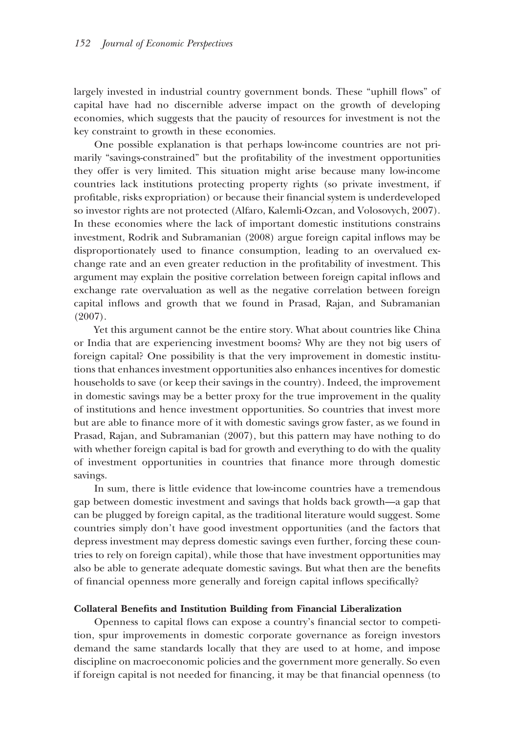largely invested in industrial country government bonds. These "uphill flows" of capital have had no discernible adverse impact on the growth of developing economies, which suggests that the paucity of resources for investment is not the key constraint to growth in these economies.

One possible explanation is that perhaps low-income countries are not primarily "savings-constrained" but the profitability of the investment opportunities they offer is very limited. This situation might arise because many low-income countries lack institutions protecting property rights (so private investment, if profitable, risks expropriation) or because their financial system is underdeveloped so investor rights are not protected (Alfaro, Kalemli-Ozcan, and Volosovych, 2007). In these economies where the lack of important domestic institutions constrains investment, Rodrik and Subramanian (2008) argue foreign capital inflows may be disproportionately used to finance consumption, leading to an overvalued exchange rate and an even greater reduction in the profitability of investment. This argument may explain the positive correlation between foreign capital inflows and exchange rate overvaluation as well as the negative correlation between foreign capital inflows and growth that we found in Prasad, Rajan, and Subramanian (2007).

Yet this argument cannot be the entire story. What about countries like China or India that are experiencing investment booms? Why are they not big users of foreign capital? One possibility is that the very improvement in domestic institutions that enhances investment opportunities also enhances incentives for domestic households to save (or keep their savings in the country). Indeed, the improvement in domestic savings may be a better proxy for the true improvement in the quality of institutions and hence investment opportunities. So countries that invest more but are able to finance more of it with domestic savings grow faster, as we found in Prasad, Rajan, and Subramanian (2007), but this pattern may have nothing to do with whether foreign capital is bad for growth and everything to do with the quality of investment opportunities in countries that finance more through domestic savings.

In sum, there is little evidence that low-income countries have a tremendous gap between domestic investment and savings that holds back growth—a gap that can be plugged by foreign capital, as the traditional literature would suggest. Some countries simply don't have good investment opportunities (and the factors that depress investment may depress domestic savings even further, forcing these countries to rely on foreign capital), while those that have investment opportunities may also be able to generate adequate domestic savings. But what then are the benefits of financial openness more generally and foreign capital inflows specifically?

### Collateral Benefits and Institution Building from Financial Liberalization

Openness to capital flows can expose a country's financial sector to competition, spur improvements in domestic corporate governance as foreign investors demand the same standards locally that they are used to at home, and impose discipline on macroeconomic policies and the government more generally. So even if foreign capital is not needed for financing, it may be that financial openness (to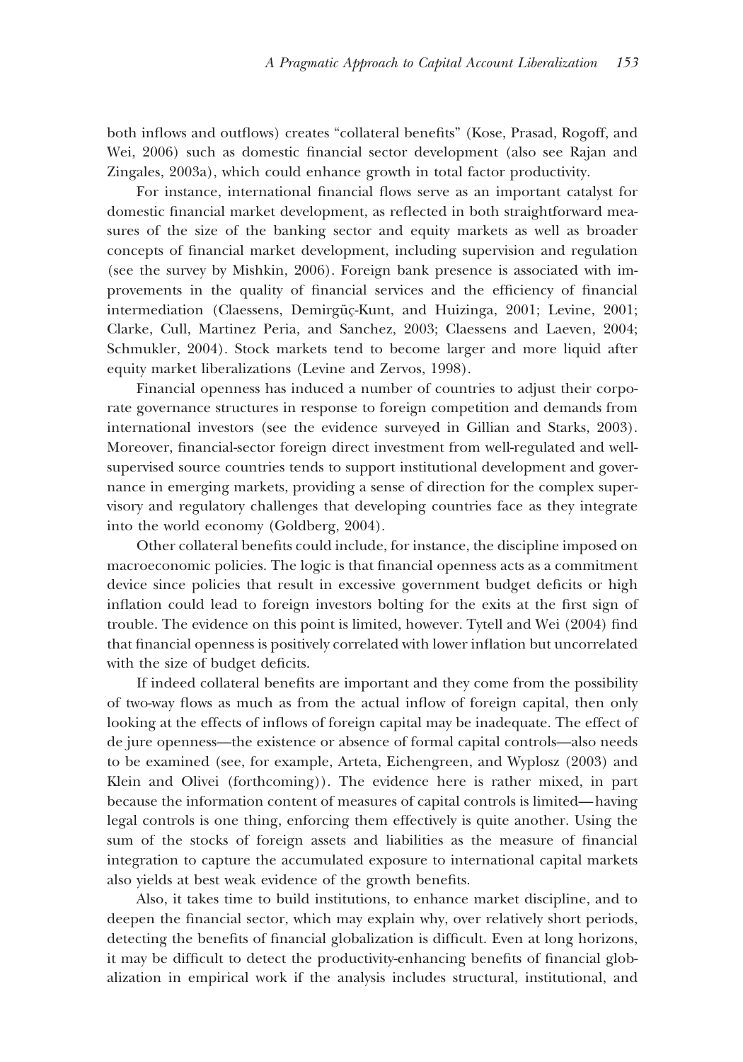both inflows and outflows) creates "collateral benefits" (Kose, Prasad, Rogoff, and Wei, 2006) such as domestic financial sector development (also see Rajan and Zingales, 2003a), which could enhance growth in total factor productivity.

For instance, international financial flows serve as an important catalyst for domestic financial market development, as reflected in both straightforward measures of the size of the banking sector and equity markets as well as broader concepts of financial market development, including supervision and regulation (see the survey by Mishkin, 2006). Foreign bank presence is associated with improvements in the quality of financial services and the efficiency of financial intermediation (Claessens, Demirgüç-Kunt, and Huizinga, 2001; Levine, 2001; Clarke, Cull, Martinez Peria, and Sanchez, 2003; Claessens and Laeven, 2004; Schmukler, 2004). Stock markets tend to become larger and more liquid after equity market liberalizations (Levine and Zervos, 1998).

Financial openness has induced a number of countries to adjust their corporate governance structures in response to foreign competition and demands from international investors (see the evidence surveyed in Gillian and Starks, 2003). Moreover, financial-sector foreign direct investment from well-regulated and well-supervised source countries tends to support institutional development and governance in emerging markets, providing a sense of direction for the complex supervisory and regulatory challenges that developing countries face as they integrate into the world economy (Goldberg, 2004).

Other collateral benefits could include, for instance, the discipline imposed on macroeconomic policies. The logic is that financial openness acts as a commitment device since policies that result in excessive government budget deficits or high inflation could lead to foreign investors bolting for the exits at the first sign of trouble. The evidence on this point is limited, however. Tytell and Wei (2004) find that financial openness is positively correlated with lower inflation but uncorrelated with the size of budget deficits.

If indeed collateral benefits are important and they come from the possibility of two-way flows as much as from the actual inflow of foreign capital, then only looking at the effects of inflows of foreign capital may be inadequate. The effect of de jure openness—the existence or absence of formal capital controls—also needs to be examined (see, for example, Arteta, Eichengreen, and Wyplosz (2003) and Klein and Olivei (forthcoming)). The evidence here is rather mixed, in part because the information content of measures of capital controls is limited—having legal controls is one thing, enforcing them effectively is quite another. Using the sum of the stocks of foreign assets and liabilities as the measure of financial integration to capture the accumulated exposure to international capital markets also yields at best weak evidence of the growth benefits.

Also, it takes time to build institutions, to enhance market discipline, and to deepen the financial sector, which may explain why, over relatively short periods, detecting the benefits of financial globalization is difficult. Even at long horizons, it may be difficult to detect the productivity-enhancing benefits of financial globalization in empirical work if the analysis includes structural, institutional, and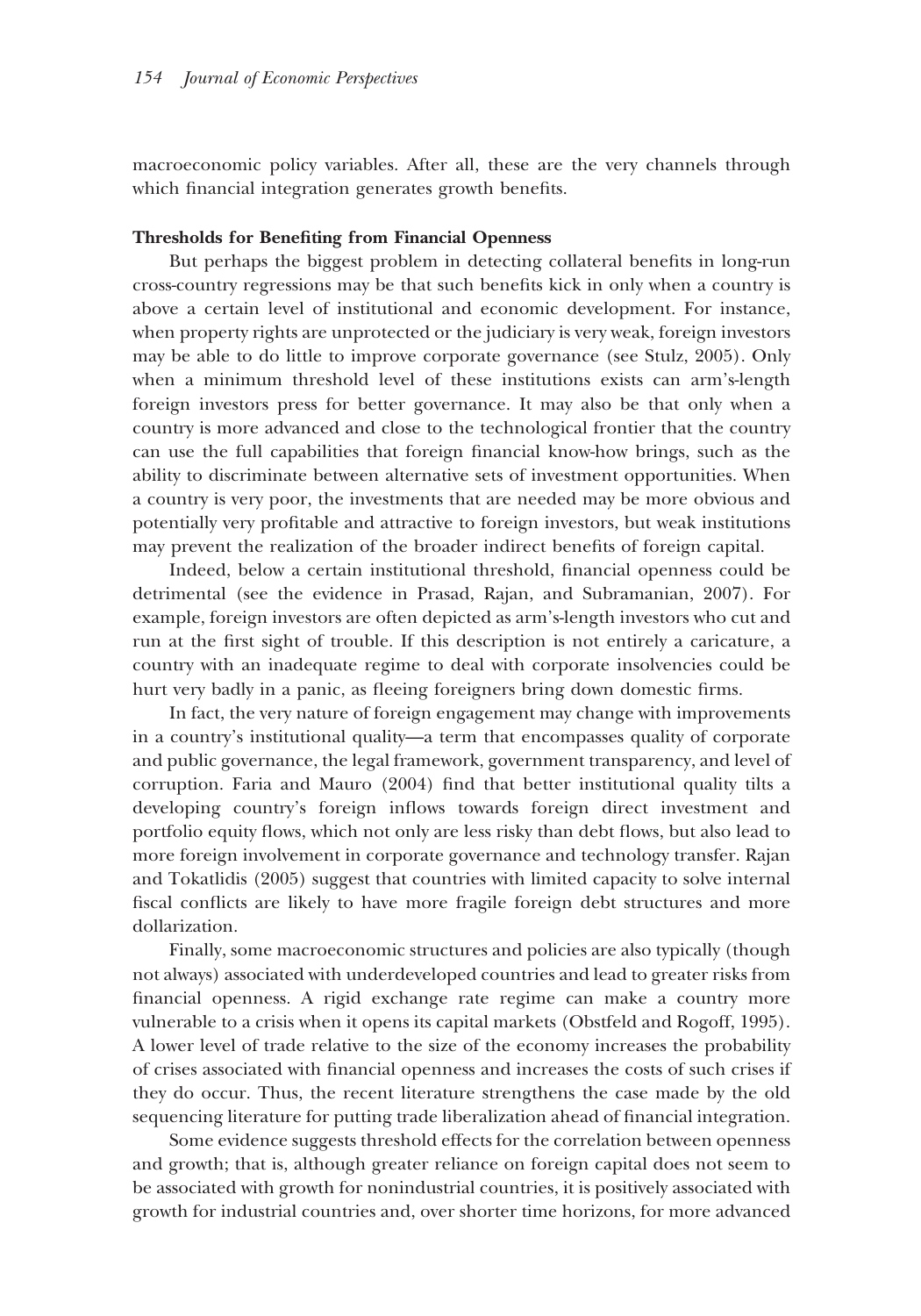macroeconomic policy variables. After all, these are the very channels through which financial integration generates growth benefits.

**Thresholds for Benefiting from Financial Openness**

But perhaps the biggest problem in detecting collateral benefits in long-run cross-country regressions may be that such benefits kick in only when a country is above a certain level of institutional and economic development. For instance, when property rights are unprotected or the judiciary is very weak, foreign investors may be able to do little to improve corporate governance (see Stulz, 2005). Only when a minimum threshold level of these institutions exists can arm's-length foreign investors press for better governance. It may also be that only when a country is more advanced and close to the technological frontier that the country can use the full capabilities that foreign financial know-how brings, such as the ability to discriminate between alternative sets of investment opportunities. When a country is very poor, the investments that are needed may be more obvious and potentially very profitable and attractive to foreign investors, but weak institutions may prevent the realization of the broader indirect benefits of foreign capital.

Indeed, below a certain institutional threshold, financial openness could be detrimental (see the evidence in Prasad, Rajan, and Subramanian, 2007). For example, foreign investors are often depicted as arm's-length investors who cut and run at the first sight of trouble. If this description is not entirely a caricature, a country with an inadequate regime to deal with corporate insolvencies could be hurt very badly in a panic, as fleeing foreigners bring down domestic firms.

In fact, the very nature of foreign engagement may change with improvements in a country's institutional quality—a term that encompasses quality of corporate and public governance, the legal framework, government transparency, and level of corruption. Faria and Mauro (2004) find that better institutional quality tilts a developing country's foreign inflows towards foreign direct investment and portfolio equity flows, which not only are less risky than debt flows, but also lead to more foreign involvement in corporate governance and technology transfer. Rajan and Tokatlidis (2005) suggest that countries with limited capacity to solve internal fiscal conflicts are likely to have more fragile foreign debt structures and more dollarization.

Finally, some macroeconomic structures and policies are also typically (though not always) associated with underdeveloped countries and lead to greater risks from financial openness. A rigid exchange rate regime can make a country more vulnerable to a crisis when it opens its capital markets (Obstfeld and Rogoff, 1995). A lower level of trade relative to the size of the economy increases the probability of crises associated with financial openness and increases the costs of such crises if they do occur. Thus, the recent literature strengthens the case made by the old sequencing literature for putting trade liberalization ahead of financial integration.

Some evidence suggests threshold effects for the correlation between openness and growth; that is, although greater reliance on foreign capital does not seem to be associated with growth for nonindustrial countries, it is positively associated with growth for industrial countries and, over shorter time horizons, for more advanced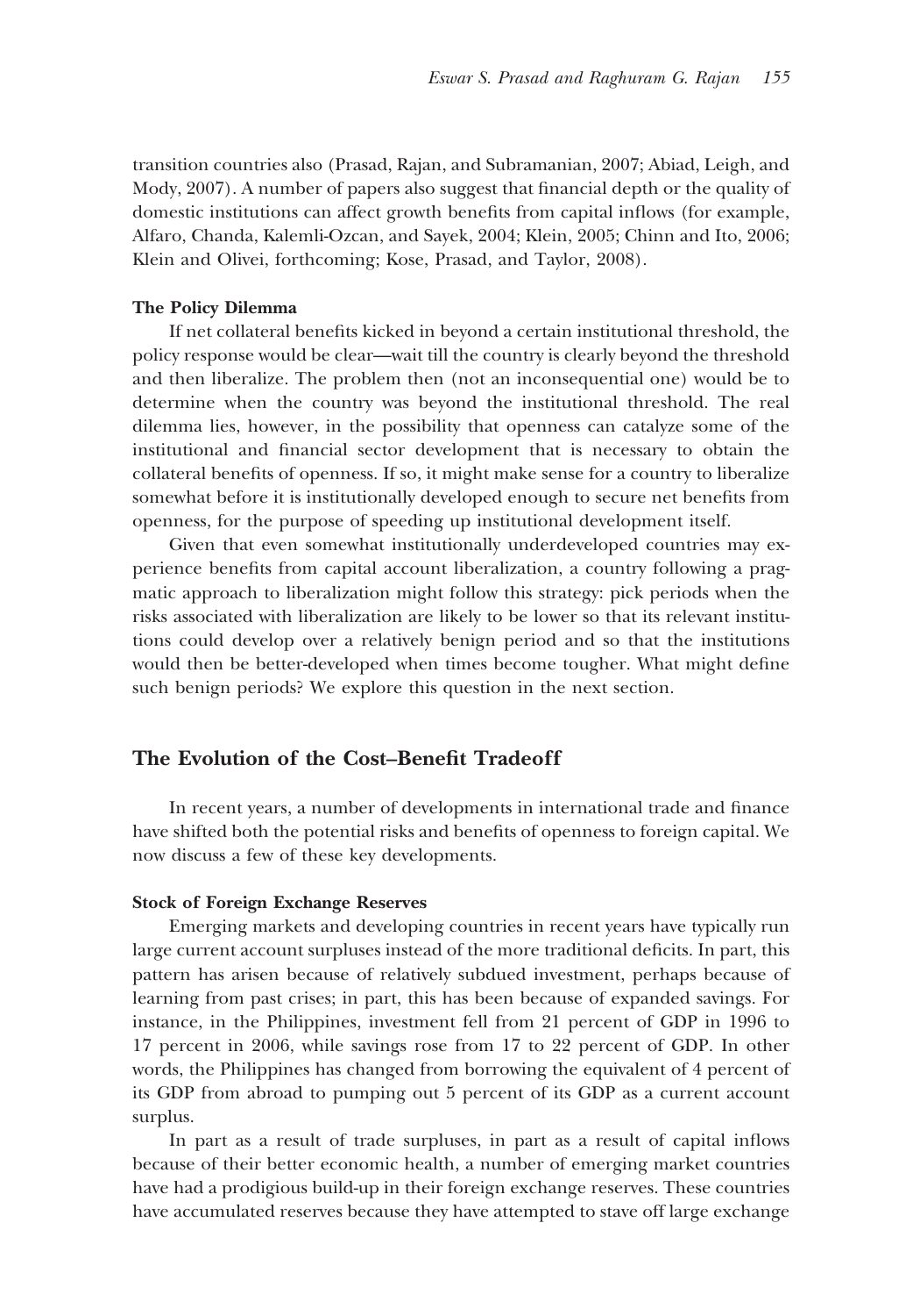transition countries also (Prasad, Rajan, and Subramanian, 2007; Abiad, Leigh, and Mody, 2007). A number of papers also suggest that financial depth or the quality of domestic institutions can affect growth benefits from capital inflows (for example, Alfaro, Chanda, Kalemli-Ozcan, and Sayek, 2004; Klein, 2005; Chinn and Ito, 2006; Klein and Olivei, forthcoming; Kose, Prasad, and Taylor, 2008).

### The Policy Dilemma

If net collateral benefits kicked in beyond a certain institutional threshold, the policy response would be clear—wait till the country is clearly beyond the threshold and then liberalize. The problem then (not an inconsequential one) would be to determine when the country was beyond the institutional threshold. The real dilemma lies, however, in the possibility that openness can catalyze some of the institutional and financial sector development that is necessary to obtain the collateral benefits of openness. If so, it might make sense for a country to liberalize somewhat before it is institutionally developed enough to secure net benefits from openness, for the purpose of speeding up institutional development itself.

Given that even somewhat institutionally underdeveloped countries may experience benefits from capital account liberalization, a country following a pragmatic approach to liberalization might follow this strategy: pick periods when the risks associated with liberalization are likely to be lower so that its relevant institutions could develop over a relatively benign period and so that the institutions would then be better-developed when times become tougher. What might define such benign periods? We explore this question in the next section.

## The Evolution of the Cost–Benefit Tradeoff

In recent years, a number of developments in international trade and finance have shifted both the potential risks and benefits of openness to foreign capital. We now discuss a few of these key developments.

### Stock of Foreign Exchange Reserves

Emerging markets and developing countries in recent years have typically run large current account surpluses instead of the more traditional deficits. In part, this pattern has arisen because of relatively subdued investment, perhaps because of learning from past crises; in part, this has been because of expanded savings. For instance, in the Philippines, investment fell from 21 percent of GDP in 1996 to 17 percent in 2006, while savings rose from 17 to 22 percent of GDP. In other words, the Philippines has changed from borrowing the equivalent of 4 percent of its GDP from abroad to pumping out 5 percent of its GDP as a current account surplus.

In part as a result of trade surpluses, in part as a result of capital inflows because of their better economic health, a number of emerging market countries have had a prodigious build-up in their foreign exchange reserves. These countries have accumulated reserves because they have attempted to stave off large exchange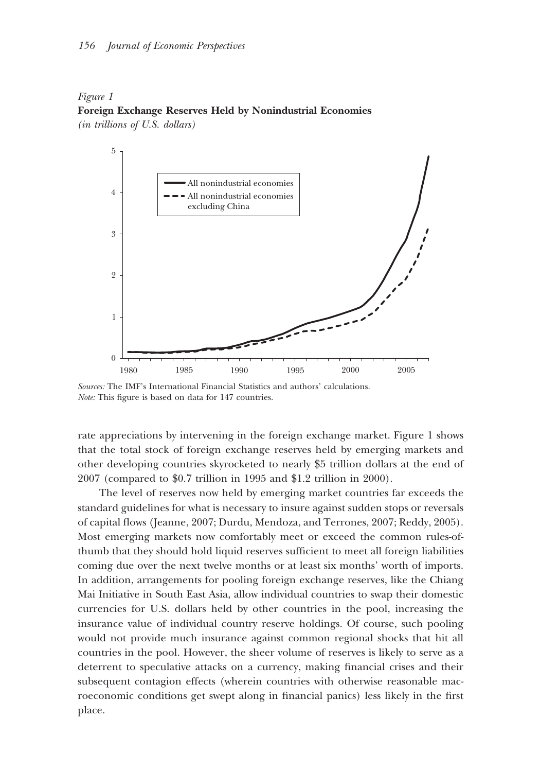*Figure 1*
**Foreign Exchange Reserves Held by Nonindustrial Economies**
*(in trillions of U.S. dollars)*

*Sources:* The IMF's International Financial Statistics and authors' calculations.
*Note:* This figure is based on data for 147 countries.

rate appreciations by intervening in the foreign exchange market. Figure 1 shows that the total stock of foreign exchange reserves held by emerging markets and other developing countries skyrocketed to nearly $5 trillion dollars at the end of 2007 (compared to $0.7 trillion in 1995 and $1.2 trillion in 2000).

The level of reserves now held by emerging market countries far exceeds the standard guidelines for what is necessary to insure against sudden stops or reversals of capital flows (Jeanne, 2007; Durdu, Mendoza, and Terrones, 2007; Reddy, 2005). Most emerging markets now comfortably meet or exceed the common rules-of-thumb that they should hold liquid reserves sufficient to meet all foreign liabilities coming due over the next twelve months or at least six months' worth of imports. In addition, arrangements for pooling foreign exchange reserves, like the Chiang Mai Initiative in South East Asia, allow individual countries to swap their domestic currencies for U.S. dollars held by other countries in the pool, increasing the insurance value of individual country reserve holdings. Of course, such pooling would not provide much insurance against common regional shocks that hit all countries in the pool. However, the sheer volume of reserves is likely to serve as a deterrent to speculative attacks on a currency, making financial crises and their subsequent contagion effects (wherein countries with otherwise reasonable macroeconomic conditions get swept along in financial panics) less likely in the first place.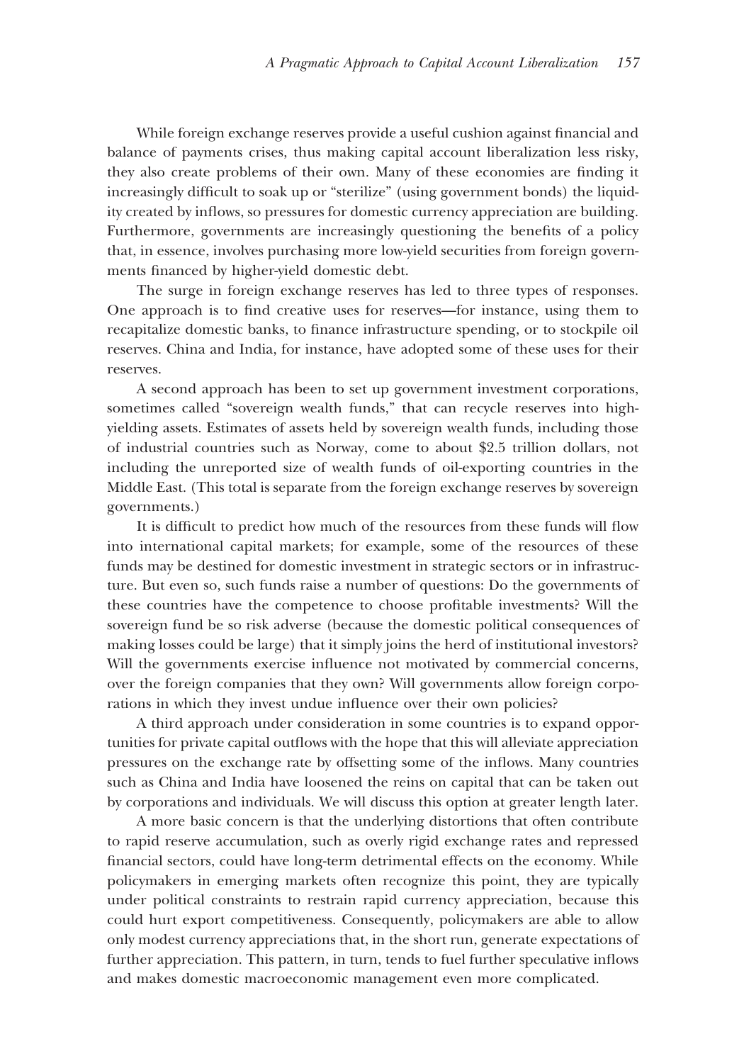While foreign exchange reserves provide a useful cushion against financial and balance of payments crises, thus making capital account liberalization less risky, they also create problems of their own. Many of these economies are finding it increasingly difficult to soak up or "sterilize" (using government bonds) the liquidity created by inflows, so pressures for domestic currency appreciation are building. Furthermore, governments are increasingly questioning the benefits of a policy that, in essence, involves purchasing more low-yield securities from foreign governments financed by higher-yield domestic debt.

The surge in foreign exchange reserves has led to three types of responses. One approach is to find creative uses for reserves—for instance, using them to recapitalize domestic banks, to finance infrastructure spending, or to stockpile oil reserves. China and India, for instance, have adopted some of these uses for their reserves.

A second approach has been to set up government investment corporations, sometimes called "sovereign wealth funds," that can recycle reserves into high-yielding assets. Estimates of assets held by sovereign wealth funds, including those of industrial countries such as Norway, come to about $2.5 trillion dollars, not including the unreported size of wealth funds of oil-exporting countries in the Middle East. (This total is separate from the foreign exchange reserves by sovereign governments.)

It is difficult to predict how much of the resources from these funds will flow into international capital markets; for example, some of the resources of these funds may be destined for domestic investment in strategic sectors or in infrastructure. But even so, such funds raise a number of questions: Do the governments of these countries have the competence to choose profitable investments? Will the sovereign fund be so risk adverse (because the domestic political consequences of making losses could be large) that it simply joins the herd of institutional investors? Will the governments exercise influence not motivated by commercial concerns, over the foreign companies that they own? Will governments allow foreign corporations in which they invest undue influence over their own policies?

A third approach under consideration in some countries is to expand opportunities for private capital outflows with the hope that this will alleviate appreciation pressures on the exchange rate by offsetting some of the inflows. Many countries such as China and India have loosened the reins on capital that can be taken out by corporations and individuals. We will discuss this option at greater length later.

A more basic concern is that the underlying distortions that often contribute to rapid reserve accumulation, such as overly rigid exchange rates and repressed financial sectors, could have long-term detrimental effects on the economy. While policymakers in emerging markets often recognize this point, they are typically under political constraints to restrain rapid currency appreciation, because this could hurt export competitiveness. Consequently, policymakers are able to allow only modest currency appreciations that, in the short run, generate expectations of further appreciation. This pattern, in turn, tends to fuel further speculative inflows and makes domestic macroeconomic management even more complicated.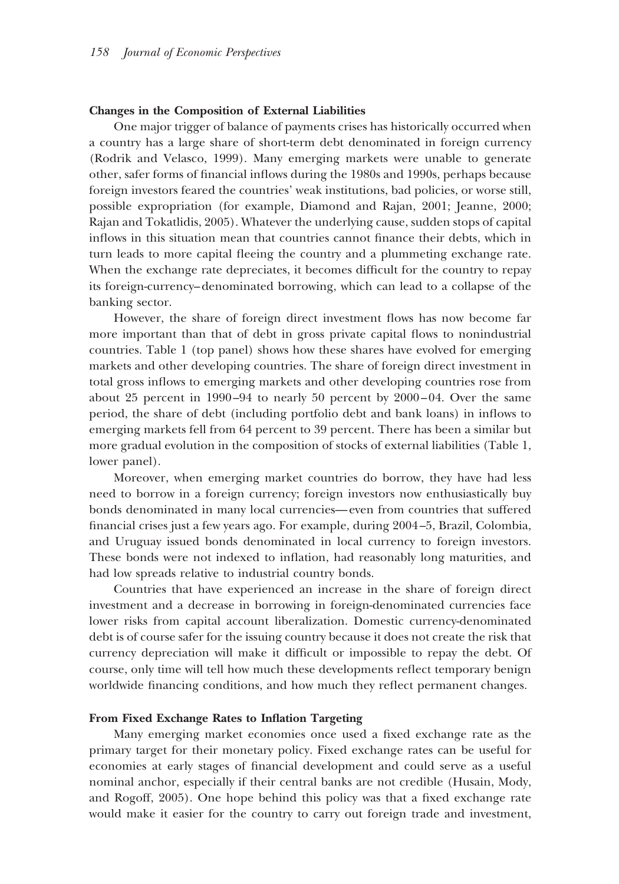### Changes in the Composition of External Liabilities

One major trigger of balance of payments crises has historically occurred when a country has a large share of short-term debt denominated in foreign currency (Rodrik and Velasco, 1999). Many emerging markets were unable to generate other, safer forms of financial inflows during the 1980s and 1990s, perhaps because foreign investors feared the countries' weak institutions, bad policies, or worse still, possible expropriation (for example, Diamond and Rajan, 2001; Jeanne, 2000; Rajan and Tokatlidis, 2005). Whatever the underlying cause, sudden stops of capital inflows in this situation mean that countries cannot finance their debts, which in turn leads to more capital fleeing the country and a plummeting exchange rate. When the exchange rate depreciates, it becomes difficult for the country to repay its foreign-currency–denominated borrowing, which can lead to a collapse of the banking sector.

However, the share of foreign direct investment flows has now become far more important than that of debt in gross private capital flows to nonindustrial countries. Table 1 (top panel) shows how these shares have evolved for emerging markets and other developing countries. The share of foreign direct investment in total gross inflows to emerging markets and other developing countries rose from about 25 percent in 1990–94 to nearly 50 percent by 2000–04. Over the same period, the share of debt (including portfolio debt and bank loans) in inflows to emerging markets fell from 64 percent to 39 percent. There has been a similar but more gradual evolution in the composition of stocks of external liabilities (Table 1, lower panel).

Moreover, when emerging market countries do borrow, they have had less need to borrow in a foreign currency; foreign investors now enthusiastically buy bonds denominated in many local currencies—even from countries that suffered financial crises just a few years ago. For example, during 2004–5, Brazil, Colombia, and Uruguay issued bonds denominated in local currency to foreign investors. These bonds were not indexed to inflation, had reasonably long maturities, and had low spreads relative to industrial country bonds.

Countries that have experienced an increase in the share of foreign direct investment and a decrease in borrowing in foreign-denominated currencies face lower risks from capital account liberalization. Domestic currency-denominated debt is of course safer for the issuing country because it does not create the risk that currency depreciation will make it difficult or impossible to repay the debt. Of course, only time will tell how much these developments reflect temporary benign worldwide financing conditions, and how much they reflect permanent changes.

### From Fixed Exchange Rates to Inflation Targeting

Many emerging market economies once used a fixed exchange rate as the primary target for their monetary policy. Fixed exchange rates can be useful for economies at early stages of financial development and could serve as a useful nominal anchor, especially if their central banks are not credible (Husain, Mody, and Rogoff, 2005). One hope behind this policy was that a fixed exchange rate would make it easier for the country to carry out foreign trade and investment,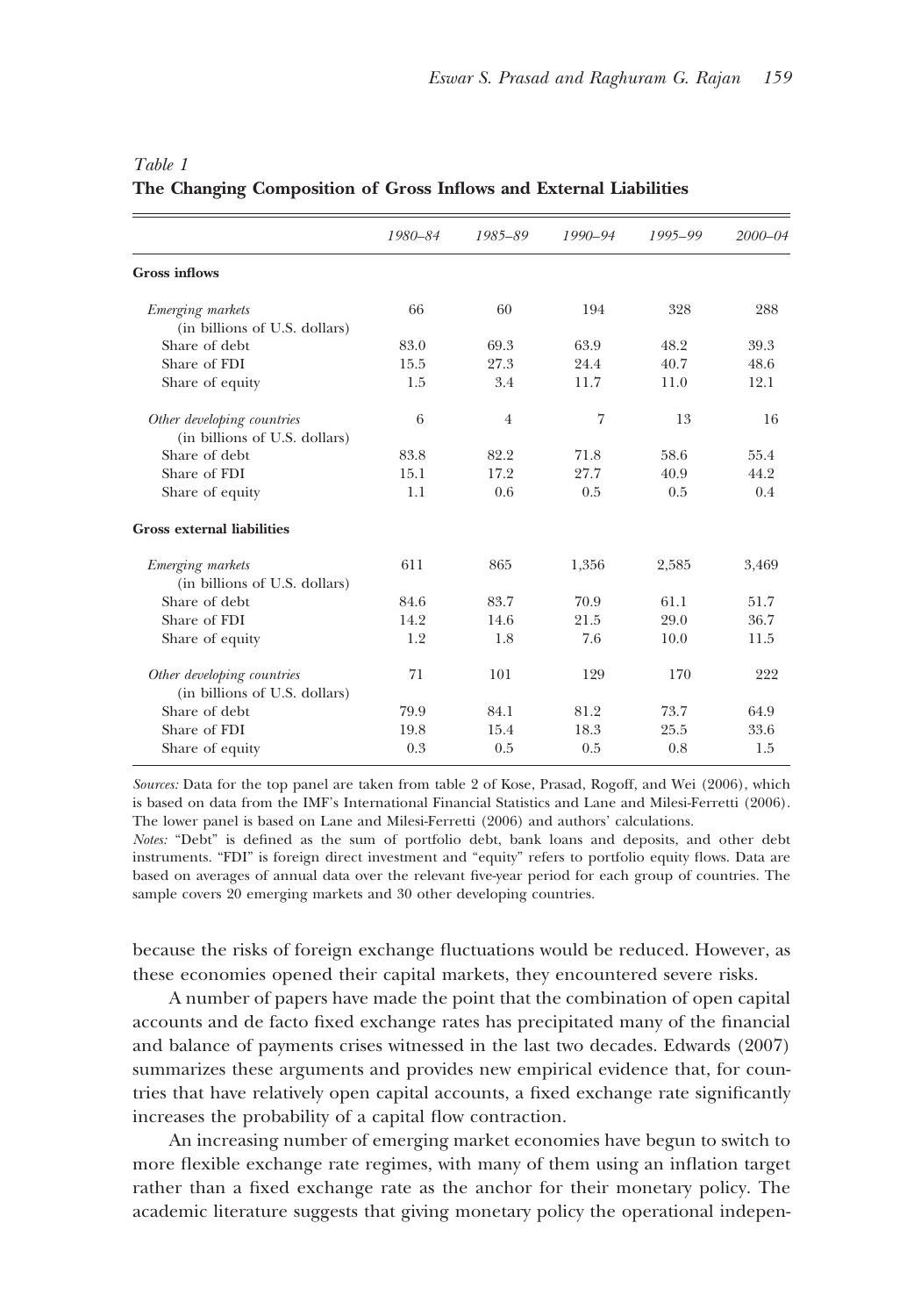*Table 1*
**The Changing Composition of Gross Inflows and External Liabilities**

| | *1980–84* | *1985–89* | *1990–94* | *1995–99* | *2000–04* |
|---|---|---|---|---|---|
| **Gross inflows** | | | | | |
| *Emerging markets* (in billions of U.S. dollars) | 66 | 60 | 194 | 328 | 288 |
| Share of debt | 83.0 | 69.3 | 63.9 | 48.2 | 39.3 |
| Share of FDI | 15.5 | 27.3 | 24.4 | 40.7 | 48.6 |
| Share of equity | 1.5 | 3.4 | 11.7 | 11.0 | 12.1 |
| *Other developing countries* (in billions of U.S. dollars) | 6 | 4 | 7 | 13 | 16 |
| Share of debt | 83.8 | 82.2 | 71.8 | 58.6 | 55.4 |
| Share of FDI | 15.1 | 17.2 | 27.7 | 40.9 | 44.2 |
| Share of equity | 1.1 | 0.6 | 0.5 | 0.5 | 0.4 |
| **Gross external liabilities** | | | | | |
| *Emerging markets* (in billions of U.S. dollars) | 611 | 865 | 1,356 | 2,585 | 3,469 |
| Share of debt | 84.6 | 83.7 | 70.9 | 61.1 | 51.7 |
| Share of FDI | 14.2 | 14.6 | 21.5 | 29.0 | 36.7 |
| Share of equity | 1.2 | 1.8 | 7.6 | 10.0 | 11.5 |
| *Other developing countries* (in billions of U.S. dollars) | 71 | 101 | 129 | 170 | 222 |
| Share of debt | 79.9 | 84.1 | 81.2 | 73.7 | 64.9 |
| Share of FDI | 19.8 | 15.4 | 18.3 | 25.5 | 33.6 |
| Share of equity | 0.3 | 0.5 | 0.5 | 0.8 | 1.5 |

*Sources:* Data for the top panel are taken from table 2 of Kose, Prasad, Rogoff, and Wei (2006), which is based on data from the IMF's International Financial Statistics and Lane and Milesi-Ferretti (2006). The lower panel is based on Lane and Milesi-Ferretti (2006) and authors' calculations.
*Notes:* "Debt" is defined as the sum of portfolio debt, bank loans and deposits, and other debt instruments. "FDI" is foreign direct investment and "equity" refers to portfolio equity flows. Data are based on averages of annual data over the relevant five-year period for each group of countries. The sample covers 20 emerging markets and 30 other developing countries.

because the risks of foreign exchange fluctuations would be reduced. However, as these economies opened their capital markets, they encountered severe risks.

A number of papers have made the point that the combination of open capital accounts and de facto fixed exchange rates has precipitated many of the financial and balance of payments crises witnessed in the last two decades. Edwards (2007) summarizes these arguments and provides new empirical evidence that, for countries that have relatively open capital accounts, a fixed exchange rate significantly increases the probability of a capital flow contraction.

An increasing number of emerging market economies have begun to switch to more flexible exchange rate regimes, with many of them using an inflation target rather than a fixed exchange rate as the anchor for their monetary policy. The academic literature suggests that giving monetary policy the operational indepen-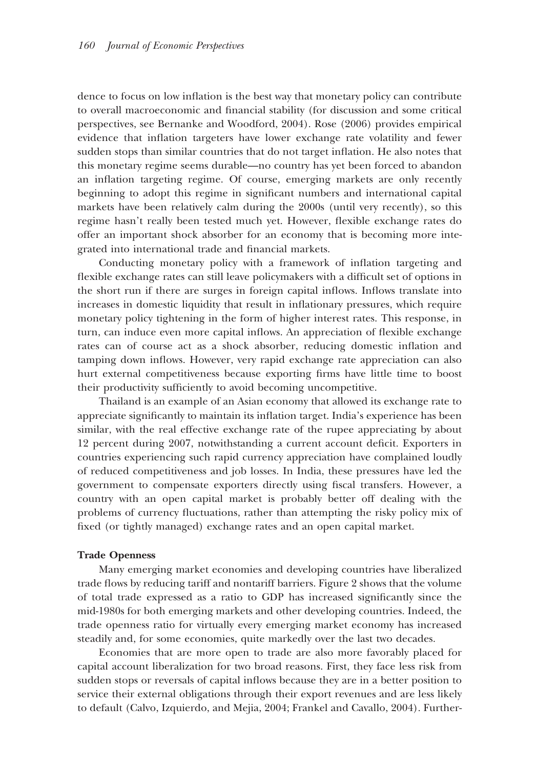dence to focus on low inflation is the best way that monetary policy can contribute to overall macroeconomic and financial stability (for discussion and some critical perspectives, see Bernanke and Woodford, 2004). Rose (2006) provides empirical evidence that inflation targeters have lower exchange rate volatility and fewer sudden stops than similar countries that do not target inflation. He also notes that this monetary regime seems durable—no country has yet been forced to abandon an inflation targeting regime. Of course, emerging markets are only recently beginning to adopt this regime in significant numbers and international capital markets have been relatively calm during the 2000s (until very recently), so this regime hasn't really been tested much yet. However, flexible exchange rates do offer an important shock absorber for an economy that is becoming more integrated into international trade and financial markets.

Conducting monetary policy with a framework of inflation targeting and flexible exchange rates can still leave policymakers with a difficult set of options in the short run if there are surges in foreign capital inflows. Inflows translate into increases in domestic liquidity that result in inflationary pressures, which require monetary policy tightening in the form of higher interest rates. This response, in turn, can induce even more capital inflows. An appreciation of flexible exchange rates can of course act as a shock absorber, reducing domestic inflation and tamping down inflows. However, very rapid exchange rate appreciation can also hurt external competitiveness because exporting firms have little time to boost their productivity sufficiently to avoid becoming uncompetitive.

Thailand is an example of an Asian economy that allowed its exchange rate to appreciate significantly to maintain its inflation target. India's experience has been similar, with the real effective exchange rate of the rupee appreciating by about 12 percent during 2007, notwithstanding a current account deficit. Exporters in countries experiencing such rapid currency appreciation have complained loudly of reduced competitiveness and job losses. In India, these pressures have led the government to compensate exporters directly using fiscal transfers. However, a country with an open capital market is probably better off dealing with the problems of currency fluctuations, rather than attempting the risky policy mix of fixed (or tightly managed) exchange rates and an open capital market.

**Trade Openness**

Many emerging market economies and developing countries have liberalized trade flows by reducing tariff and nontariff barriers. Figure 2 shows that the volume of total trade expressed as a ratio to GDP has increased significantly since the mid-1980s for both emerging markets and other developing countries. Indeed, the trade openness ratio for virtually every emerging market economy has increased steadily and, for some economies, quite markedly over the last two decades.

Economies that are more open to trade are also more favorably placed for capital account liberalization for two broad reasons. First, they face less risk from sudden stops or reversals of capital inflows because they are in a better position to service their external obligations through their export revenues and are less likely to default (Calvo, Izquierdo, and Mejia, 2004; Frankel and Cavallo, 2004). Further-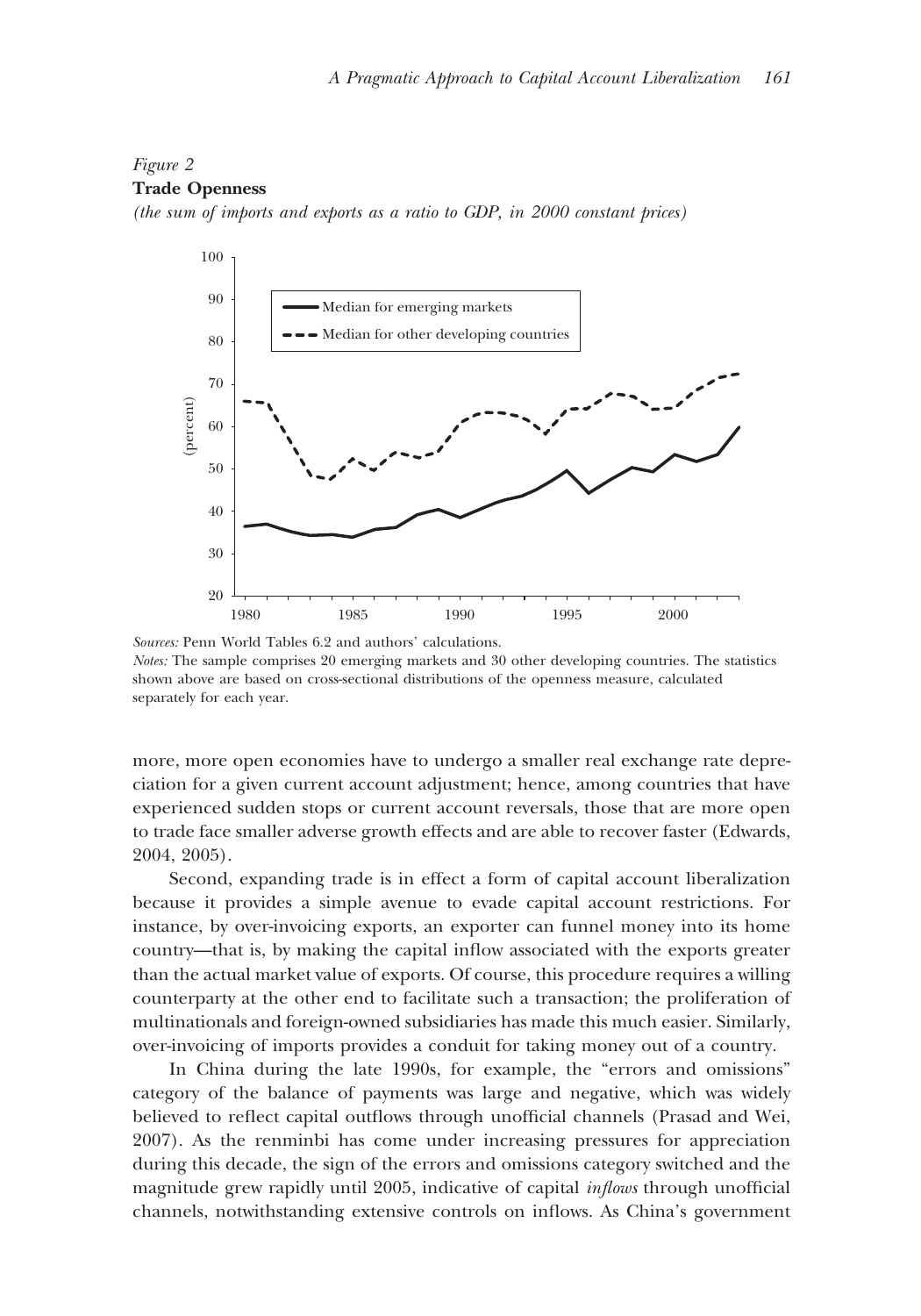*Figure 2*
**Trade Openness**
*(the sum of imports and exports as a ratio to GDP, in 2000 constant prices)*

*Sources:* Penn World Tables 6.2 and authors' calculations.
*Notes:* The sample comprises 20 emerging markets and 30 other developing countries. The statistics shown above are based on cross-sectional distributions of the openness measure, calculated separately for each year.

more, more open economies have to undergo a smaller real exchange rate depreciation for a given current account adjustment; hence, among countries that have experienced sudden stops or current account reversals, those that are more open to trade face smaller adverse growth effects and are able to recover faster (Edwards, 2004, 2005).

Second, expanding trade is in effect a form of capital account liberalization because it provides a simple avenue to evade capital account restrictions. For instance, by over-invoicing exports, an exporter can funnel money into its home country—that is, by making the capital inflow associated with the exports greater than the actual market value of exports. Of course, this procedure requires a willing counterparty at the other end to facilitate such a transaction; the proliferation of multinationals and foreign-owned subsidiaries has made this much easier. Similarly, over-invoicing of imports provides a conduit for taking money out of a country.

In China during the late 1990s, for example, the "errors and omissions" category of the balance of payments was large and negative, which was widely believed to reflect capital outflows through unofficial channels (Prasad and Wei, 2007). As the renminbi has come under increasing pressures for appreciation during this decade, the sign of the errors and omissions category switched and the magnitude grew rapidly until 2005, indicative of capital *inflows* through unofficial channels, notwithstanding extensive controls on inflows. As China's government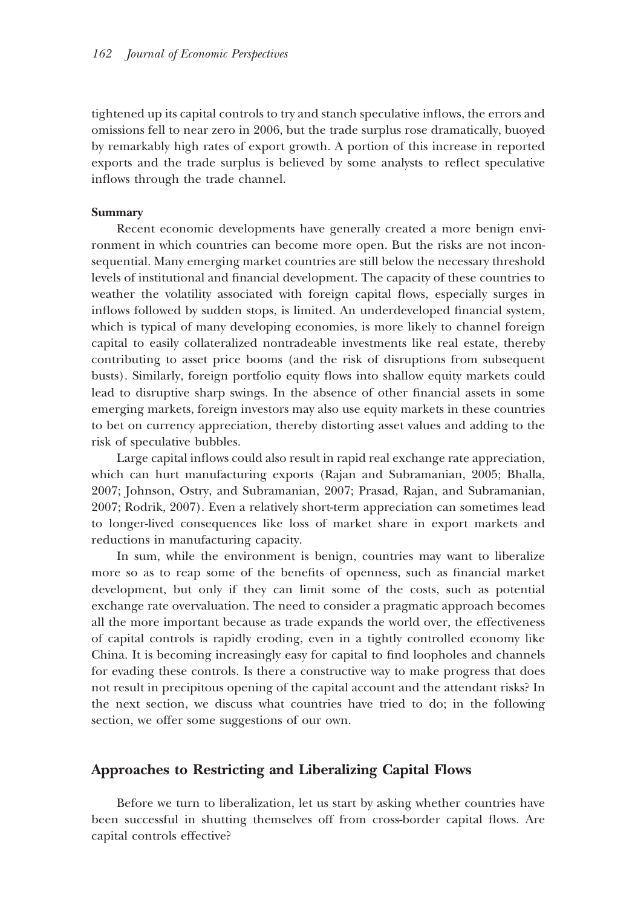tightened up its capital controls to try and stanch speculative inflows, the errors and omissions fell to near zero in 2006, but the trade surplus rose dramatically, buoyed by remarkably high rates of export growth. A portion of this increase in reported exports and the trade surplus is believed by some analysts to reflect speculative inflows through the trade channel.

### Summary

Recent economic developments have generally created a more benign environment in which countries can become more open. But the risks are not inconsequential. Many emerging market countries are still below the necessary threshold levels of institutional and financial development. The capacity of these countries to weather the volatility associated with foreign capital flows, especially surges in inflows followed by sudden stops, is limited. An underdeveloped financial system, which is typical of many developing economies, is more likely to channel foreign capital to easily collateralized nontradeable investments like real estate, thereby contributing to asset price booms (and the risk of disruptions from subsequent busts). Similarly, foreign portfolio equity flows into shallow equity markets could lead to disruptive sharp swings. In the absence of other financial assets in some emerging markets, foreign investors may also use equity markets in these countries to bet on currency appreciation, thereby distorting asset values and adding to the risk of speculative bubbles.

Large capital inflows could also result in rapid real exchange rate appreciation, which can hurt manufacturing exports (Rajan and Subramanian, 2005; Bhalla, 2007; Johnson, Ostry, and Subramanian, 2007; Prasad, Rajan, and Subramanian, 2007; Rodrik, 2007). Even a relatively short-term appreciation can sometimes lead to longer-lived consequences like loss of market share in export markets and reductions in manufacturing capacity.

In sum, while the environment is benign, countries may want to liberalize more so as to reap some of the benefits of openness, such as financial market development, but only if they can limit some of the costs, such as potential exchange rate overvaluation. The need to consider a pragmatic approach becomes all the more important because as trade expands the world over, the effectiveness of capital controls is rapidly eroding, even in a tightly controlled economy like China. It is becoming increasingly easy for capital to find loopholes and channels for evading these controls. Is there a constructive way to make progress that does not result in precipitous opening of the capital account and the attendant risks? In the next section, we discuss what countries have tried to do; in the following section, we offer some suggestions of our own.

## Approaches to Restricting and Liberalizing Capital Flows

Before we turn to liberalization, let us start by asking whether countries have been successful in shutting themselves off from cross-border capital flows. Are capital controls effective?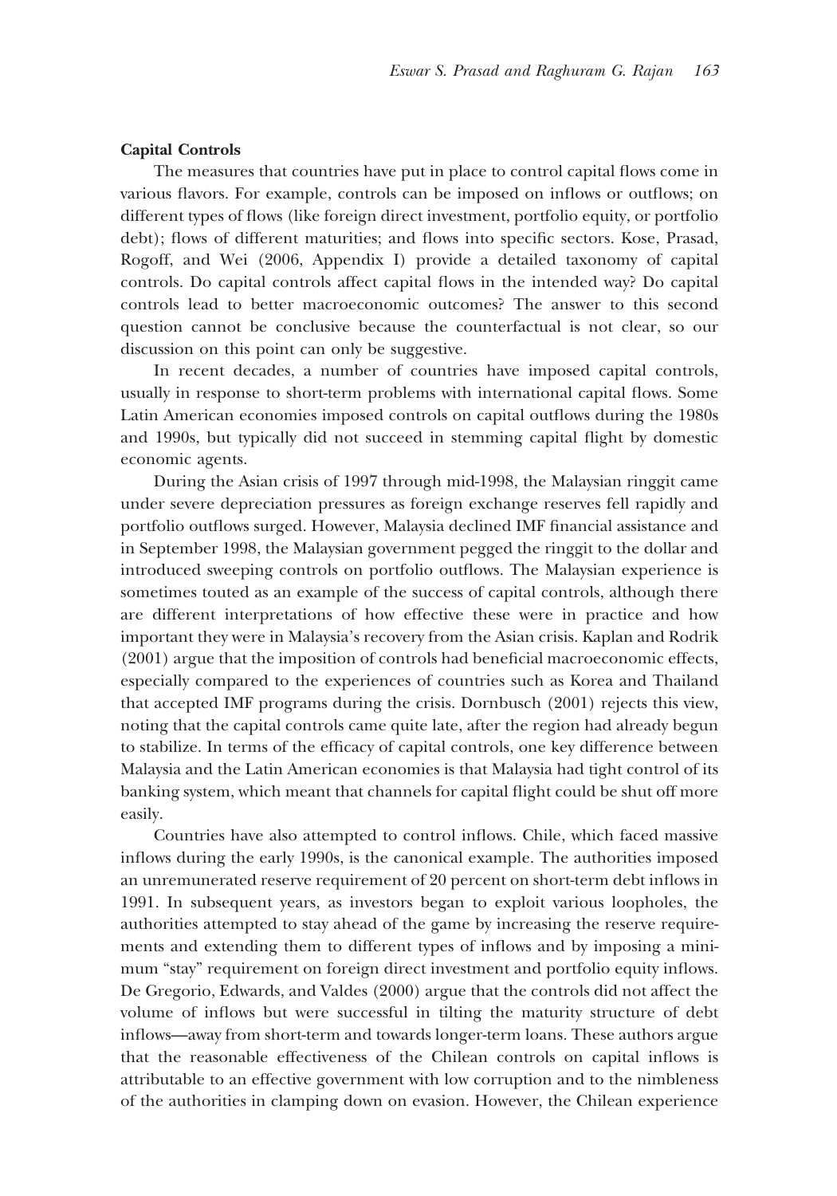**Capital Controls**

The measures that countries have put in place to control capital flows come in various flavors. For example, controls can be imposed on inflows or outflows; on different types of flows (like foreign direct investment, portfolio equity, or portfolio debt); flows of different maturities; and flows into specific sectors. Kose, Prasad, Rogoff, and Wei (2006, Appendix I) provide a detailed taxonomy of capital controls. Do capital controls affect capital flows in the intended way? Do capital controls lead to better macroeconomic outcomes? The answer to this second question cannot be conclusive because the counterfactual is not clear, so our discussion on this point can only be suggestive.

In recent decades, a number of countries have imposed capital controls, usually in response to short-term problems with international capital flows. Some Latin American economies imposed controls on capital outflows during the 1980s and 1990s, but typically did not succeed in stemming capital flight by domestic economic agents.

During the Asian crisis of 1997 through mid-1998, the Malaysian ringgit came under severe depreciation pressures as foreign exchange reserves fell rapidly and portfolio outflows surged. However, Malaysia declined IMF financial assistance and in September 1998, the Malaysian government pegged the ringgit to the dollar and introduced sweeping controls on portfolio outflows. The Malaysian experience is sometimes touted as an example of the success of capital controls, although there are different interpretations of how effective these were in practice and how important they were in Malaysia's recovery from the Asian crisis. Kaplan and Rodrik (2001) argue that the imposition of controls had beneficial macroeconomic effects, especially compared to the experiences of countries such as Korea and Thailand that accepted IMF programs during the crisis. Dornbusch (2001) rejects this view, noting that the capital controls came quite late, after the region had already begun to stabilize. In terms of the efficacy of capital controls, one key difference between Malaysia and the Latin American economies is that Malaysia had tight control of its banking system, which meant that channels for capital flight could be shut off more easily.

Countries have also attempted to control inflows. Chile, which faced massive inflows during the early 1990s, is the canonical example. The authorities imposed an unremunerated reserve requirement of 20 percent on short-term debt inflows in 1991. In subsequent years, as investors began to exploit various loopholes, the authorities attempted to stay ahead of the game by increasing the reserve requirements and extending them to different types of inflows and by imposing a minimum "stay" requirement on foreign direct investment and portfolio equity inflows. De Gregorio, Edwards, and Valdes (2000) argue that the controls did not affect the volume of inflows but were successful in tilting the maturity structure of debt inflows—away from short-term and towards longer-term loans. These authors argue that the reasonable effectiveness of the Chilean controls on capital inflows is attributable to an effective government with low corruption and to the nimbleness of the authorities in clamping down on evasion. However, the Chilean experience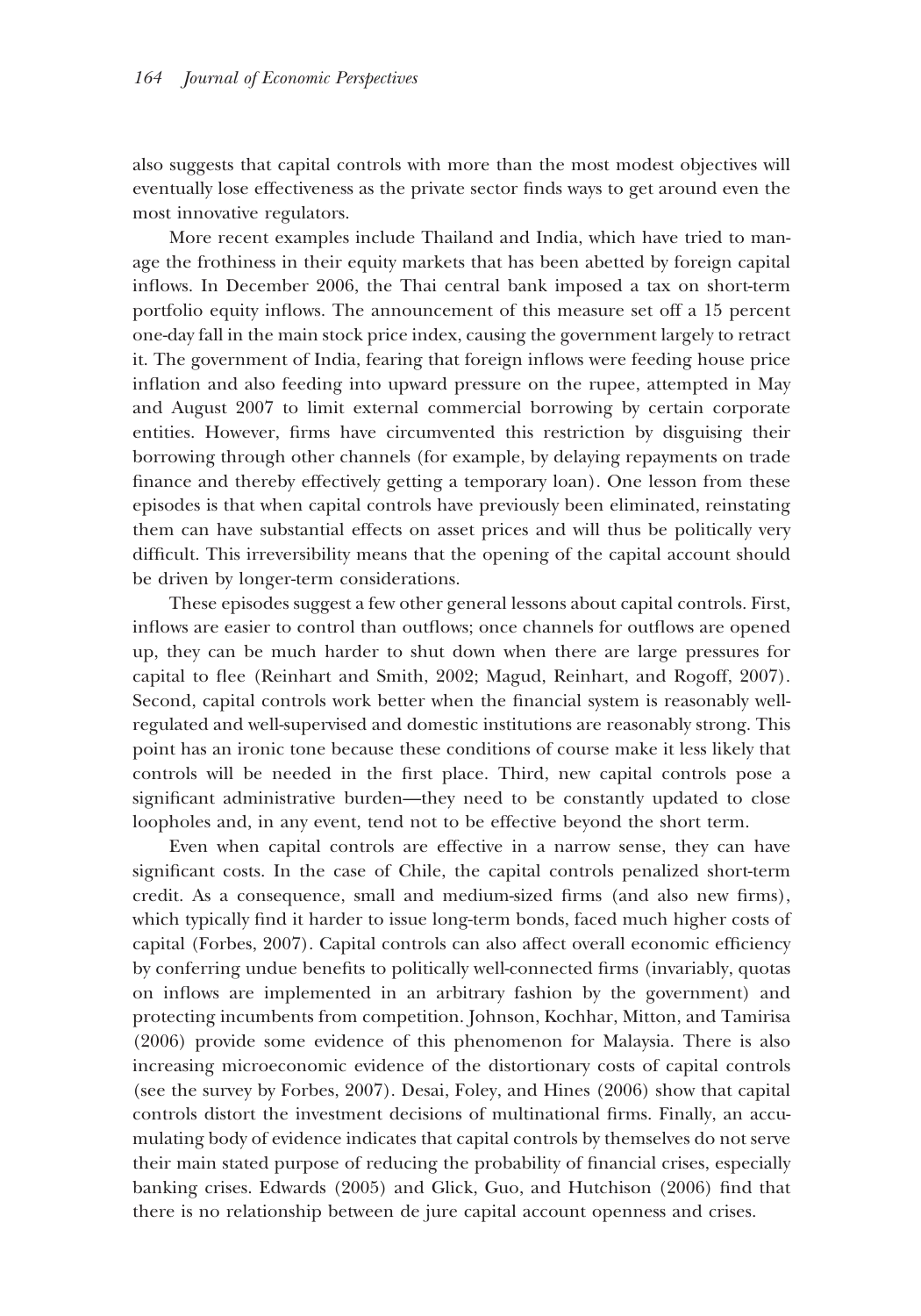also suggests that capital controls with more than the most modest objectives will eventually lose effectiveness as the private sector finds ways to get around even the most innovative regulators.

More recent examples include Thailand and India, which have tried to manage the frothiness in their equity markets that has been abetted by foreign capital inflows. In December 2006, the Thai central bank imposed a tax on short-term portfolio equity inflows. The announcement of this measure set off a 15 percent one-day fall in the main stock price index, causing the government largely to retract it. The government of India, fearing that foreign inflows were feeding house price inflation and also feeding into upward pressure on the rupee, attempted in May and August 2007 to limit external commercial borrowing by certain corporate entities. However, firms have circumvented this restriction by disguising their borrowing through other channels (for example, by delaying repayments on trade finance and thereby effectively getting a temporary loan). One lesson from these episodes is that when capital controls have previously been eliminated, reinstating them can have substantial effects on asset prices and will thus be politically very difficult. This irreversibility means that the opening of the capital account should be driven by longer-term considerations.

These episodes suggest a few other general lessons about capital controls. First, inflows are easier to control than outflows; once channels for outflows are opened up, they can be much harder to shut down when there are large pressures for capital to flee (Reinhart and Smith, 2002; Magud, Reinhart, and Rogoff, 2007). Second, capital controls work better when the financial system is reasonably well-regulated and well-supervised and domestic institutions are reasonably strong. This point has an ironic tone because these conditions of course make it less likely that controls will be needed in the first place. Third, new capital controls pose a significant administrative burden—they need to be constantly updated to close loopholes and, in any event, tend not to be effective beyond the short term.

Even when capital controls are effective in a narrow sense, they can have significant costs. In the case of Chile, the capital controls penalized short-term credit. As a consequence, small and medium-sized firms (and also new firms), which typically find it harder to issue long-term bonds, faced much higher costs of capital (Forbes, 2007). Capital controls can also affect overall economic efficiency by conferring undue benefits to politically well-connected firms (invariably, quotas on inflows are implemented in an arbitrary fashion by the government) and protecting incumbents from competition. Johnson, Kochhar, Mitton, and Tamirisa (2006) provide some evidence of this phenomenon for Malaysia. There is also increasing microeconomic evidence of the distortionary costs of capital controls (see the survey by Forbes, 2007). Desai, Foley, and Hines (2006) show that capital controls distort the investment decisions of multinational firms. Finally, an accumulating body of evidence indicates that capital controls by themselves do not serve their main stated purpose of reducing the probability of financial crises, especially banking crises. Edwards (2005) and Glick, Guo, and Hutchison (2006) find that there is no relationship between de jure capital account openness and crises.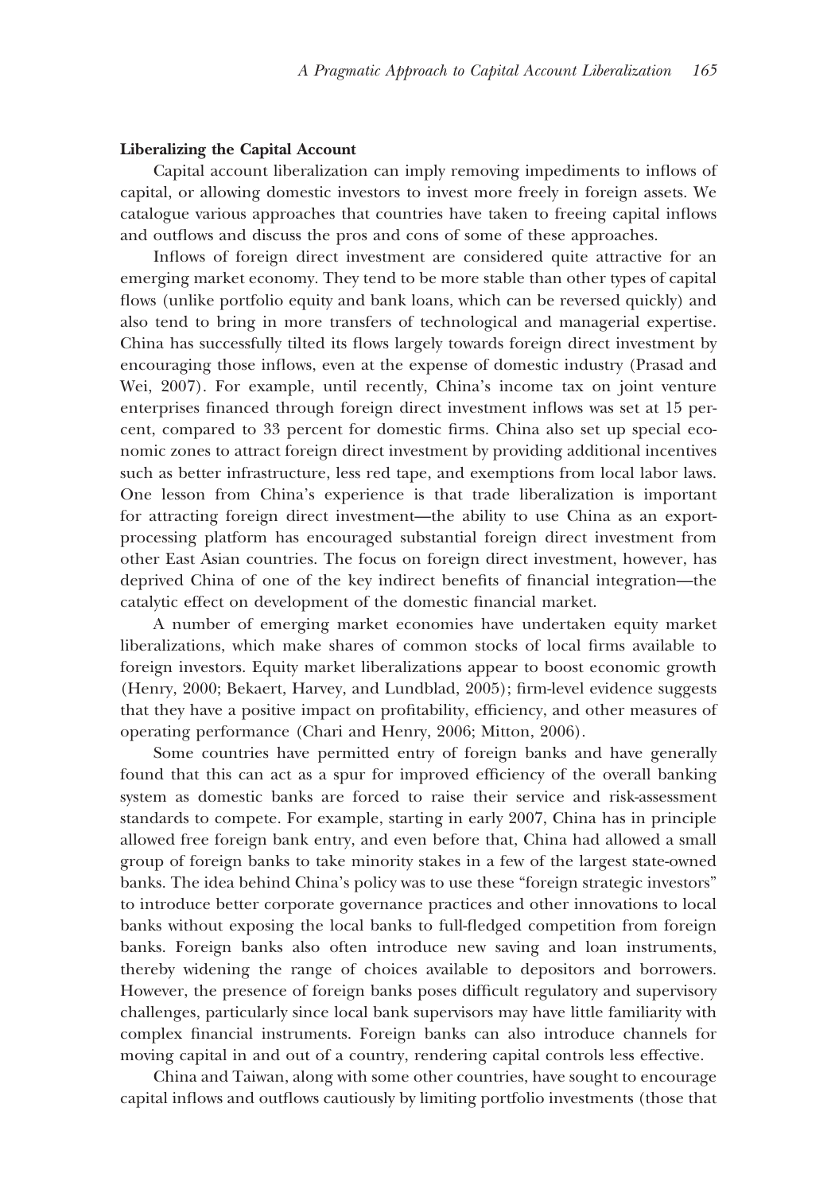**Liberalizing the Capital Account**

Capital account liberalization can imply removing impediments to inflows of capital, or allowing domestic investors to invest more freely in foreign assets. We catalogue various approaches that countries have taken to freeing capital inflows and outflows and discuss the pros and cons of some of these approaches.

Inflows of foreign direct investment are considered quite attractive for an emerging market economy. They tend to be more stable than other types of capital flows (unlike portfolio equity and bank loans, which can be reversed quickly) and also tend to bring in more transfers of technological and managerial expertise. China has successfully tilted its flows largely towards foreign direct investment by encouraging those inflows, even at the expense of domestic industry (Prasad and Wei, 2007). For example, until recently, China's income tax on joint venture enterprises financed through foreign direct investment inflows was set at 15 percent, compared to 33 percent for domestic firms. China also set up special economic zones to attract foreign direct investment by providing additional incentives such as better infrastructure, less red tape, and exemptions from local labor laws. One lesson from China's experience is that trade liberalization is important for attracting foreign direct investment—the ability to use China as an export-processing platform has encouraged substantial foreign direct investment from other East Asian countries. The focus on foreign direct investment, however, has deprived China of one of the key indirect benefits of financial integration—the catalytic effect on development of the domestic financial market.

A number of emerging market economies have undertaken equity market liberalizations, which make shares of common stocks of local firms available to foreign investors. Equity market liberalizations appear to boost economic growth (Henry, 2000; Bekaert, Harvey, and Lundblad, 2005); firm-level evidence suggests that they have a positive impact on profitability, efficiency, and other measures of operating performance (Chari and Henry, 2006; Mitton, 2006).

Some countries have permitted entry of foreign banks and have generally found that this can act as a spur for improved efficiency of the overall banking system as domestic banks are forced to raise their service and risk-assessment standards to compete. For example, starting in early 2007, China has in principle allowed free foreign bank entry, and even before that, China had allowed a small group of foreign banks to take minority stakes in a few of the largest state-owned banks. The idea behind China's policy was to use these "foreign strategic investors" to introduce better corporate governance practices and other innovations to local banks without exposing the local banks to full-fledged competition from foreign banks. Foreign banks also often introduce new saving and loan instruments, thereby widening the range of choices available to depositors and borrowers. However, the presence of foreign banks poses difficult regulatory and supervisory challenges, particularly since local bank supervisors may have little familiarity with complex financial instruments. Foreign banks can also introduce channels for moving capital in and out of a country, rendering capital controls less effective.

China and Taiwan, along with some other countries, have sought to encourage capital inflows and outflows cautiously by limiting portfolio investments (those that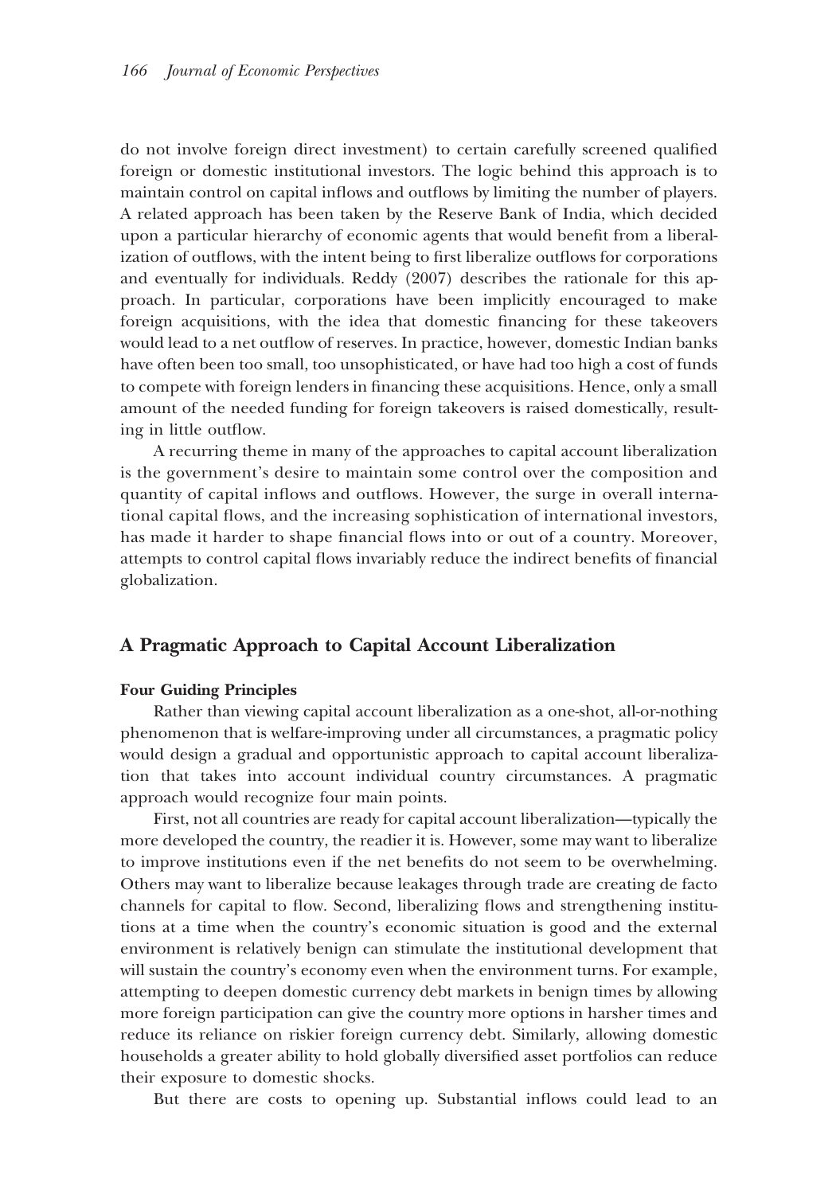do not involve foreign direct investment) to certain carefully screened qualified foreign or domestic institutional investors. The logic behind this approach is to maintain control on capital inflows and outflows by limiting the number of players. A related approach has been taken by the Reserve Bank of India, which decided upon a particular hierarchy of economic agents that would benefit from a liberalization of outflows, with the intent being to first liberalize outflows for corporations and eventually for individuals. Reddy (2007) describes the rationale for this approach. In particular, corporations have been implicitly encouraged to make foreign acquisitions, with the idea that domestic financing for these takeovers would lead to a net outflow of reserves. In practice, however, domestic Indian banks have often been too small, too unsophisticated, or have had too high a cost of funds to compete with foreign lenders in financing these acquisitions. Hence, only a small amount of the needed funding for foreign takeovers is raised domestically, resulting in little outflow.

A recurring theme in many of the approaches to capital account liberalization is the government's desire to maintain some control over the composition and quantity of capital inflows and outflows. However, the surge in overall international capital flows, and the increasing sophistication of international investors, has made it harder to shape financial flows into or out of a country. Moreover, attempts to control capital flows invariably reduce the indirect benefits of financial globalization.

## A Pragmatic Approach to Capital Account Liberalization

### Four Guiding Principles

Rather than viewing capital account liberalization as a one-shot, all-or-nothing phenomenon that is welfare-improving under all circumstances, a pragmatic policy would design a gradual and opportunistic approach to capital account liberalization that takes into account individual country circumstances. A pragmatic approach would recognize four main points.

First, not all countries are ready for capital account liberalization—typically the more developed the country, the readier it is. However, some may want to liberalize to improve institutions even if the net benefits do not seem to be overwhelming. Others may want to liberalize because leakages through trade are creating de facto channels for capital to flow. Second, liberalizing flows and strengthening institutions at a time when the country's economic situation is good and the external environment is relatively benign can stimulate the institutional development that will sustain the country's economy even when the environment turns. For example, attempting to deepen domestic currency debt markets in benign times by allowing more foreign participation can give the country more options in harsher times and reduce its reliance on riskier foreign currency debt. Similarly, allowing domestic households a greater ability to hold globally diversified asset portfolios can reduce their exposure to domestic shocks.

But there are costs to opening up. Substantial inflows could lead to an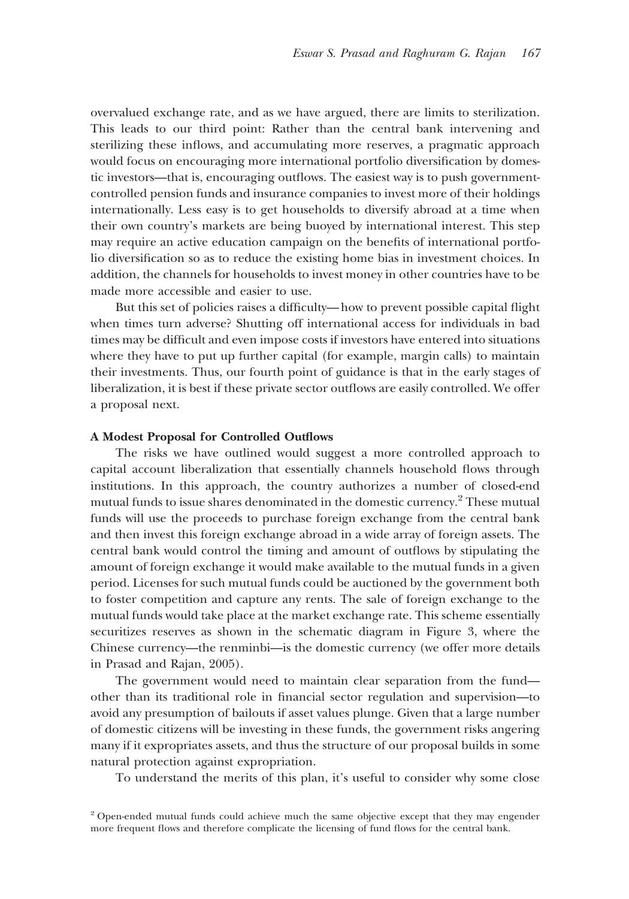overvalued exchange rate, and as we have argued, there are limits to sterilization. This leads to our third point: Rather than the central bank intervening and sterilizing these inflows, and accumulating more reserves, a pragmatic approach would focus on encouraging more international portfolio diversification by domestic investors—that is, encouraging outflows. The easiest way is to push government-controlled pension funds and insurance companies to invest more of their holdings internationally. Less easy is to get households to diversify abroad at a time when their own country's markets are being buoyed by international interest. This step may require an active education campaign on the benefits of international portfolio diversification so as to reduce the existing home bias in investment choices. In addition, the channels for households to invest money in other countries have to be made more accessible and easier to use.

But this set of policies raises a difficulty—how to prevent possible capital flight when times turn adverse? Shutting off international access for individuals in bad times may be difficult and even impose costs if investors have entered into situations where they have to put up further capital (for example, margin calls) to maintain their investments. Thus, our fourth point of guidance is that in the early stages of liberalization, it is best if these private sector outflows are easily controlled. We offer a proposal next.

**A Modest Proposal for Controlled Outflows**

The risks we have outlined would suggest a more controlled approach to capital account liberalization that essentially channels household flows through institutions. In this approach, the country authorizes a number of closed-end mutual funds to issue shares denominated in the domestic currency.[2] These mutual funds will use the proceeds to purchase foreign exchange from the central bank and then invest this foreign exchange abroad in a wide array of foreign assets. The central bank would control the timing and amount of outflows by stipulating the amount of foreign exchange it would make available to the mutual funds in a given period. Licenses for such mutual funds could be auctioned by the government both to foster competition and capture any rents. The sale of foreign exchange to the mutual funds would take place at the market exchange rate. This scheme essentially securitizes reserves as shown in the schematic diagram in Figure 3, where the Chinese currency—the renminbi—is the domestic currency (we offer more details in Prasad and Rajan, 2005).

The government would need to maintain clear separation from the fund—other than its traditional role in financial sector regulation and supervision—to avoid any presumption of bailouts if asset values plunge. Given that a large number of domestic citizens will be investing in these funds, the government risks angering many if it expropriates assets, and thus the structure of our proposal builds in some natural protection against expropriation.

To understand the merits of this plan, it's useful to consider why some close

[2] Open-ended mutual funds could achieve much the same objective except that they may engender more frequent flows and therefore complicate the licensing of fund flows for the central bank.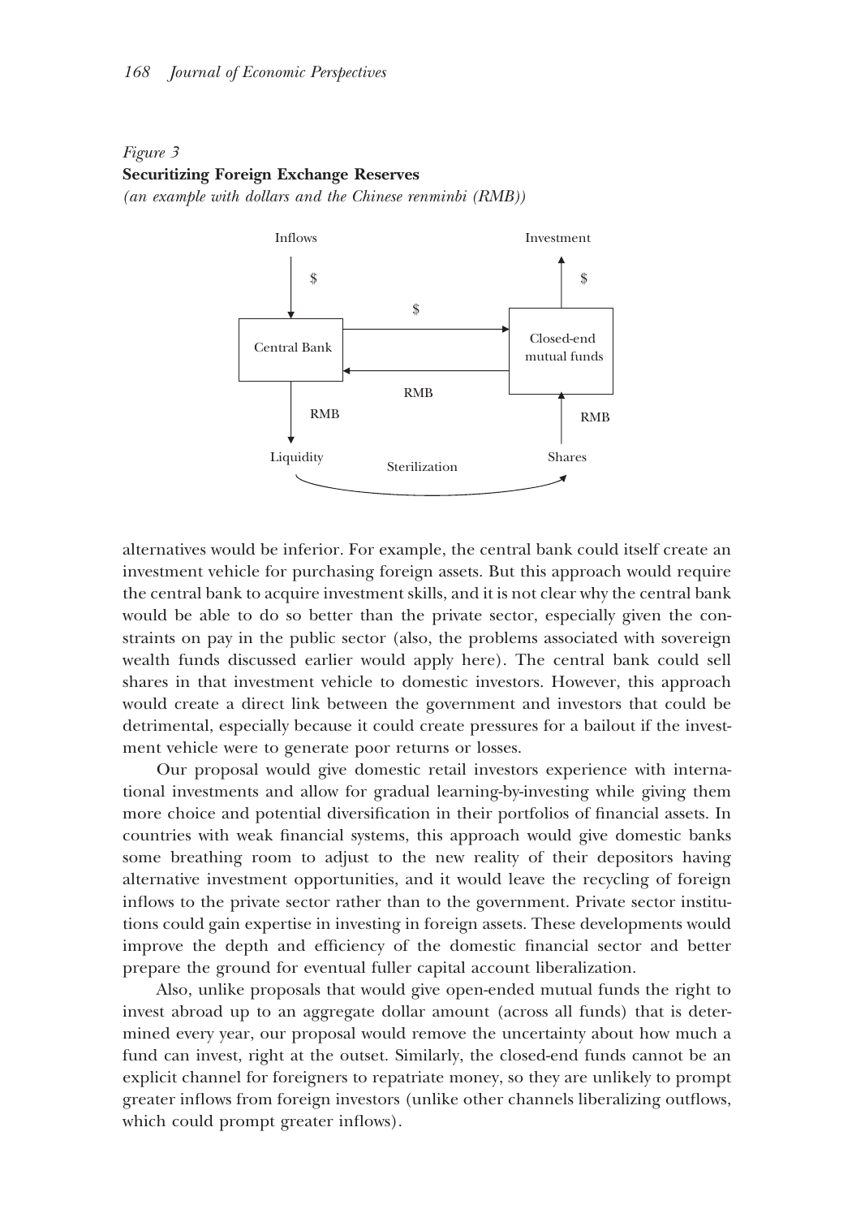*Figure 3*
**Securitizing Foreign Exchange Reserves**
*(an example with dollars and the Chinese renminbi (RMB))*

alternatives would be inferior. For example, the central bank could itself create an investment vehicle for purchasing foreign assets. But this approach would require the central bank to acquire investment skills, and it is not clear why the central bank would be able to do so better than the private sector, especially given the constraints on pay in the public sector (also, the problems associated with sovereign wealth funds discussed earlier would apply here). The central bank could sell shares in that investment vehicle to domestic investors. However, this approach would create a direct link between the government and investors that could be detrimental, especially because it could create pressures for a bailout if the investment vehicle were to generate poor returns or losses.

Our proposal would give domestic retail investors experience with international investments and allow for gradual learning-by-investing while giving them more choice and potential diversification in their portfolios of financial assets. In countries with weak financial systems, this approach would give domestic banks some breathing room to adjust to the new reality of their depositors having alternative investment opportunities, and it would leave the recycling of foreign inflows to the private sector rather than to the government. Private sector institutions could gain expertise in investing in foreign assets. These developments would improve the depth and efficiency of the domestic financial sector and better prepare the ground for eventual fuller capital account liberalization.

Also, unlike proposals that would give open-ended mutual funds the right to invest abroad up to an aggregate dollar amount (across all funds) that is determined every year, our proposal would remove the uncertainty about how much a fund can invest, right at the outset. Similarly, the closed-end funds cannot be an explicit channel for foreigners to repatriate money, so they are unlikely to prompt greater inflows from foreign investors (unlike other channels liberalizing outflows, which could prompt greater inflows).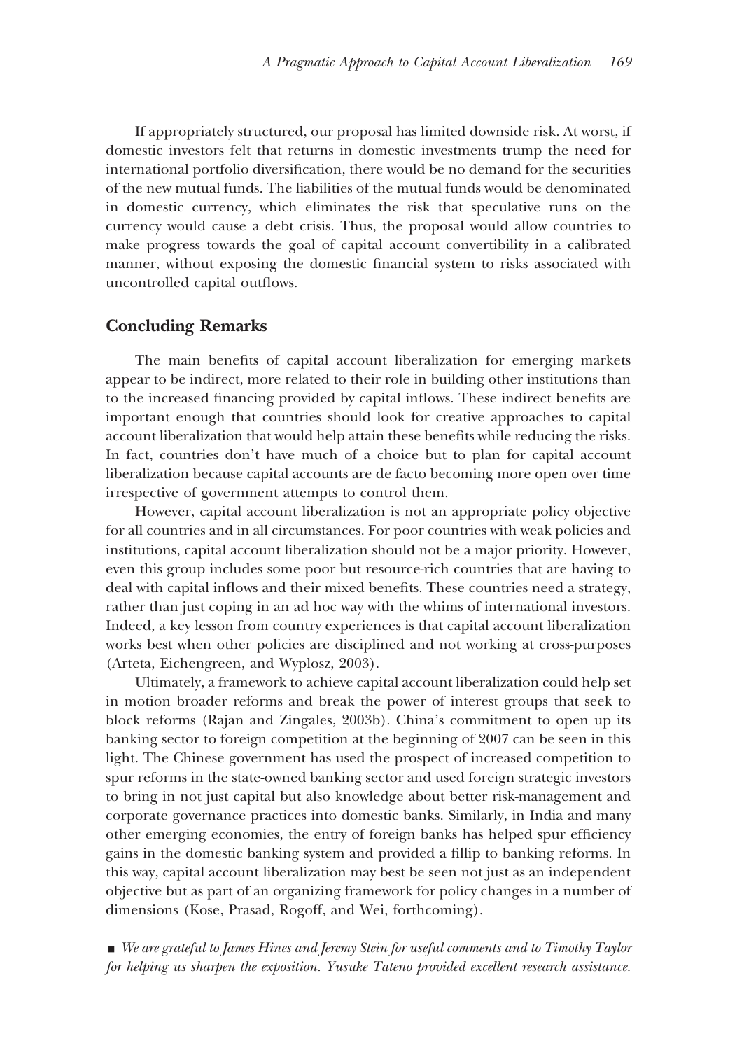If appropriately structured, our proposal has limited downside risk. At worst, if domestic investors felt that returns in domestic investments trump the need for international portfolio diversification, there would be no demand for the securities of the new mutual funds. The liabilities of the mutual funds would be denominated in domestic currency, which eliminates the risk that speculative runs on the currency would cause a debt crisis. Thus, the proposal would allow countries to make progress towards the goal of capital account convertibility in a calibrated manner, without exposing the domestic financial system to risks associated with uncontrolled capital outflows.

## Concluding Remarks

The main benefits of capital account liberalization for emerging markets appear to be indirect, more related to their role in building other institutions than to the increased financing provided by capital inflows. These indirect benefits are important enough that countries should look for creative approaches to capital account liberalization that would help attain these benefits while reducing the risks. In fact, countries don't have much of a choice but to plan for capital account liberalization because capital accounts are de facto becoming more open over time irrespective of government attempts to control them.

However, capital account liberalization is not an appropriate policy objective for all countries and in all circumstances. For poor countries with weak policies and institutions, capital account liberalization should not be a major priority. However, even this group includes some poor but resource-rich countries that are having to deal with capital inflows and their mixed benefits. These countries need a strategy, rather than just coping in an ad hoc way with the whims of international investors. Indeed, a key lesson from country experiences is that capital account liberalization works best when other policies are disciplined and not working at cross-purposes (Arteta, Eichengreen, and Wyplosz, 2003).

Ultimately, a framework to achieve capital account liberalization could help set in motion broader reforms and break the power of interest groups that seek to block reforms (Rajan and Zingales, 2003b). China's commitment to open up its banking sector to foreign competition at the beginning of 2007 can be seen in this light. The Chinese government has used the prospect of increased competition to spur reforms in the state-owned banking sector and used foreign strategic investors to bring in not just capital but also knowledge about better risk-management and corporate governance practices into domestic banks. Similarly, in India and many other emerging economies, the entry of foreign banks has helped spur efficiency gains in the domestic banking system and provided a fillip to banking reforms. In this way, capital account liberalization may best be seen not just as an independent objective but as part of an organizing framework for policy changes in a number of dimensions (Kose, Prasad, Rogoff, and Wei, forthcoming).

■ *We are grateful to James Hines and Jeremy Stein for useful comments and to Timothy Taylor for helping us sharpen the exposition. Yusuke Tateno provided excellent research assistance.*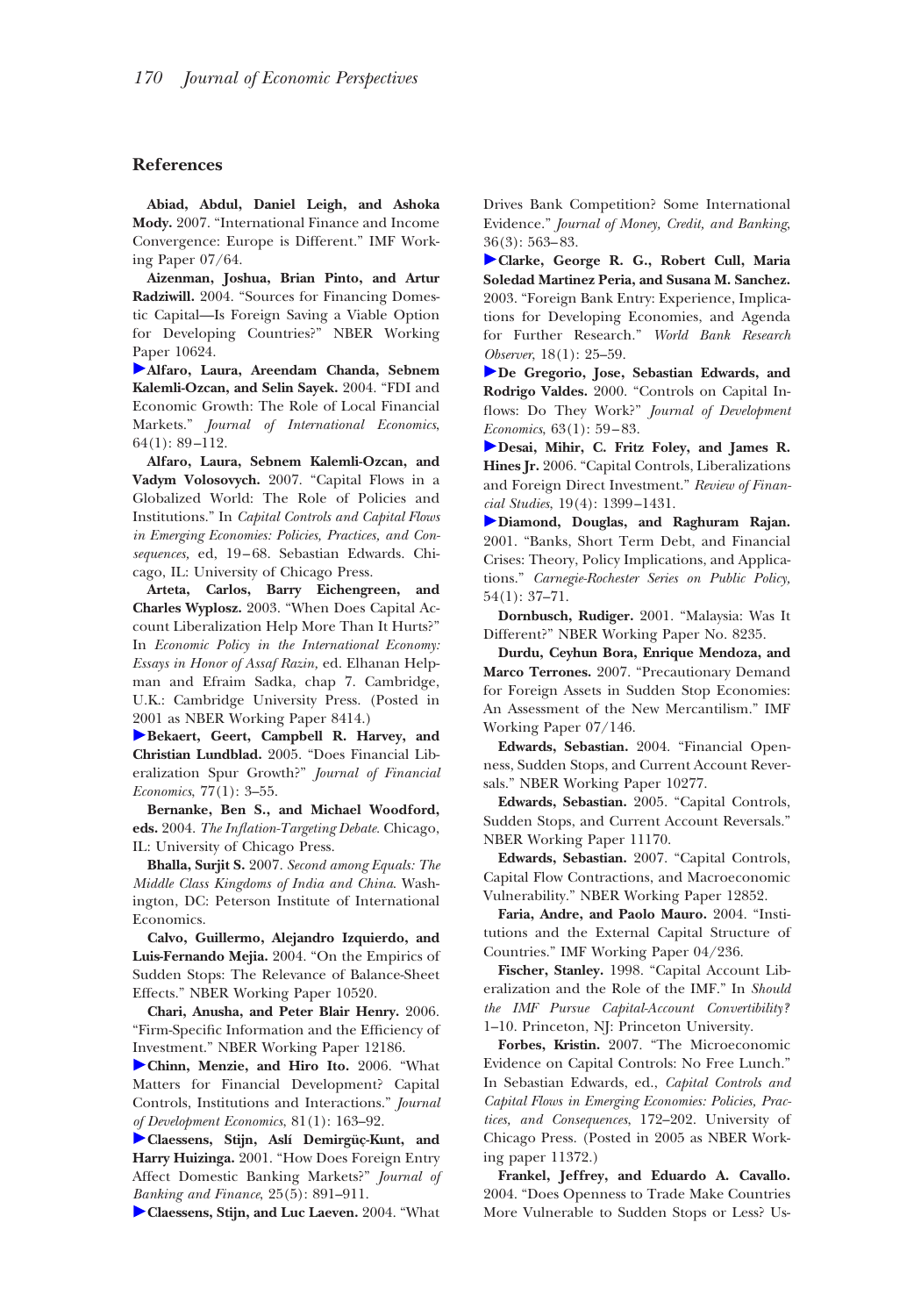## References

**Abiad, Abdul, Daniel Leigh, and Ashoka Mody.** 2007. "International Finance and Income Convergence: Europe is Different." IMF Working Paper 07/64.

**Aizenman, Joshua, Brian Pinto, and Artur Radziwill.** 2004. "Sources for Financing Domestic Capital—Is Foreign Saving a Viable Option for Developing Countries?" NBER Working Paper 10624.

**Alfaro, Laura, Areendam Chanda, Sebnem Kalemli-Ozcan, and Selin Sayek.** 2004. "FDI and Economic Growth: The Role of Local Financial Markets." *Journal of International Economics*, 64(1): 89–112.

**Alfaro, Laura, Sebnem Kalemli-Ozcan, and Vadym Volosovych.** 2007. "Capital Flows in a Globalized World: The Role of Policies and Institutions." In *Capital Controls and Capital Flows in Emerging Economies: Policies, Practices, and Consequences,* ed, 19–68. Sebastian Edwards. Chicago, IL: University of Chicago Press.

**Arteta, Carlos, Barry Eichengreen, and Charles Wyplosz.** 2003. "When Does Capital Account Liberalization Help More Than It Hurts?" In *Economic Policy in the International Economy: Essays in Honor of Assaf Razin,* ed. Elhanan Helpman and Efraim Sadka, chap 7. Cambridge, U.K.: Cambridge University Press. (Posted in 2001 as NBER Working Paper 8414.)

**Bekaert, Geert, Campbell R. Harvey, and Christian Lundblad.** 2005. "Does Financial Liberalization Spur Growth?" *Journal of Financial Economics*, 77(1): 3–55.

**Bernanke, Ben S., and Michael Woodford, eds.** 2004. *The Inflation-Targeting Debate.* Chicago, IL: University of Chicago Press.

**Bhalla, Surjit S.** 2007. *Second among Equals: The Middle Class Kingdoms of India and China*. Washington, DC: Peterson Institute of International Economics.

**Calvo, Guillermo, Alejandro Izquierdo, and Luis-Fernando Mejia.** 2004. "On the Empirics of Sudden Stops: The Relevance of Balance-Sheet Effects." NBER Working Paper 10520.

**Chari, Anusha, and Peter Blair Henry.** 2006. "Firm-Specific Information and the Efficiency of Investment." NBER Working Paper 12186.

**Chinn, Menzie, and Hiro Ito.** 2006. "What Matters for Financial Development? Capital Controls, Institutions and Interactions." *Journal of Development Economics*, 81(1): 163–92.

**Claessens, Stijn, Aslí Demirgüç-Kunt, and Harry Huizinga.** 2001. "How Does Foreign Entry Affect Domestic Banking Markets?" *Journal of Banking and Finance*, 25(5): 891–911.

**Claessens, Stijn, and Luc Laeven.** 2004. "What Drives Bank Competition? Some International Evidence." *Journal of Money, Credit, and Banking*, 36(3): 563–83.

**Clarke, George R. G., Robert Cull, Maria Soledad Martinez Peria, and Susana M. Sanchez.** 2003. "Foreign Bank Entry: Experience, Implications for Developing Economies, and Agenda for Further Research." *World Bank Research Observer*, 18(1): 25–59.

**De Gregorio, Jose, Sebastian Edwards, and Rodrigo Valdes.** 2000. "Controls on Capital Inflows: Do They Work?" *Journal of Development Economics*, 63(1): 59–83.

**Desai, Mihir, C. Fritz Foley, and James R. Hines Jr.** 2006. "Capital Controls, Liberalizations and Foreign Direct Investment." *Review of Financial Studies*, 19(4): 1399–1431.

**Diamond, Douglas, and Raghuram Rajan.** 2001. "Banks, Short Term Debt, and Financial Crises: Theory, Policy Implications, and Applications." *Carnegie-Rochester Series on Public Policy,* 54(1): 37–71.

**Dornbusch, Rudiger.** 2001. "Malaysia: Was It Different?" NBER Working Paper No. 8235.

**Durdu, Ceyhun Bora, Enrique Mendoza, and Marco Terrones.** 2007. "Precautionary Demand for Foreign Assets in Sudden Stop Economies: An Assessment of the New Mercantilism." IMF Working Paper 07/146.

**Edwards, Sebastian.** 2004. "Financial Openness, Sudden Stops, and Current Account Reversals." NBER Working Paper 10277.

**Edwards, Sebastian.** 2005. "Capital Controls, Sudden Stops, and Current Account Reversals." NBER Working Paper 11170.

**Edwards, Sebastian.** 2007. "Capital Controls, Capital Flow Contractions, and Macroeconomic Vulnerability." NBER Working Paper 12852.

**Faria, Andre, and Paolo Mauro.** 2004. "Institutions and the External Capital Structure of Countries." IMF Working Paper 04/236.

**Fischer, Stanley.** 1998. "Capital Account Liberalization and the Role of the IMF." In *Should the IMF Pursue Capital-Account Convertibility?* 1–10. Princeton, NJ: Princeton University.

**Forbes, Kristin.** 2007. "The Microeconomic Evidence on Capital Controls: No Free Lunch." In Sebastian Edwards, ed., *Capital Controls and Capital Flows in Emerging Economies: Policies, Practices, and Consequences*, 172–202. University of Chicago Press. (Posted in 2005 as NBER Working paper 11372.)

**Frankel, Jeffrey, and Eduardo A. Cavallo.** 2004. "Does Openness to Trade Make Countries More Vulnerable to Sudden Stops or Less? Us-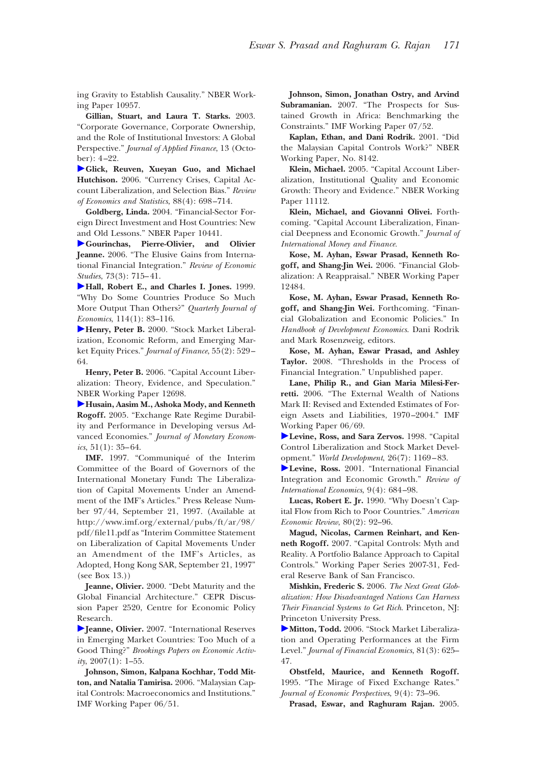ing Gravity to Establish Causality." NBER Working Paper 10957.

**Gillian, Stuart, and Laura T. Starks.** 2003. "Corporate Governance, Corporate Ownership, and the Role of Institutional Investors: A Global Perspective." *Journal of Applied Finance*, 13 (October): 4–22.

**Glick, Reuven, Xueyan Guo, and Michael Hutchison.** 2006. "Currency Crises, Capital Account Liberalization, and Selection Bias." *Review of Economics and Statistics*, 88(4): 698–714.

**Goldberg, Linda.** 2004. "Financial-Sector Foreign Direct Investment and Host Countries: New and Old Lessons." NBER Paper 10441.

**Gourinchas, Pierre-Olivier, and Olivier Jeanne.** 2006. "The Elusive Gains from International Financial Integration." *Review of Economic Studies*, 73(3): 715–41.

**Hall, Robert E., and Charles I. Jones.** 1999. "Why Do Some Countries Produce So Much More Output Than Others?" *Quarterly Journal of Economics*, 114(1): 83–116.

**Henry, Peter B.** 2000. "Stock Market Liberalization, Economic Reform, and Emerging Market Equity Prices." *Journal of Finance*, 55(2): 529–64.

**Henry, Peter B.** 2006. "Capital Account Liberalization: Theory, Evidence, and Speculation." NBER Working Paper 12698.

**Husain, Aasim M., Ashoka Mody, and Kenneth Rogoff.** 2005. "Exchange Rate Regime Durability and Performance in Developing versus Advanced Economies." *Journal of Monetary Economics*, 51(1): 35–64.

**IMF.** 1997. "Communiqué of the Interim Committee of the Board of Governors of the International Monetary Fund**:** The Liberalization of Capital Movements Under an Amendment of the IMF's Articles." Press Release Number 97/44, September 21, 1997. (Available at http://www.imf.org/external/pubs/ft/ar/98/pdf/file11.pdf as "Interim Committee Statement on Liberalization of Capital Movements Under an Amendment of the IMF's Articles, as Adopted, Hong Kong SAR, September 21, 1997" (see Box 13.))

**Jeanne, Olivier.** 2000. "Debt Maturity and the Global Financial Architecture." CEPR Discussion Paper 2520, Centre for Economic Policy Research.

**Jeanne, Olivier.** 2007. "International Reserves in Emerging Market Countries: Too Much of a Good Thing?" *Brookings Papers on Economic Activity*, 2007(1): 1–55.

**Johnson, Simon, Kalpana Kochhar, Todd Mitton, and Natalia Tamirisa.** 2006. "Malaysian Capital Controls: Macroeconomics and Institutions." IMF Working Paper 06/51.

**Johnson, Simon, Jonathan Ostry, and Arvind Subramanian.** 2007. "The Prospects for Sustained Growth in Africa: Benchmarking the Constraints." IMF Working Paper 07/52.

**Kaplan, Ethan, and Dani Rodrik.** 2001. "Did the Malaysian Capital Controls Work?" NBER Working Paper, No. 8142.

**Klein, Michael.** 2005. "Capital Account Liberalization, Institutional Quality and Economic Growth: Theory and Evidence." NBER Working Paper 11112.

**Klein, Michael, and Giovanni Olivei.** Forthcoming. "Capital Account Liberalization, Financial Deepness and Economic Growth." *Journal of International Money and Finance.*

**Kose, M. Ayhan, Eswar Prasad, Kenneth Rogoff, and Shang-Jin Wei.** 2006. "Financial Globalization: A Reappraisal." NBER Working Paper 12484.

**Kose, M. Ayhan, Eswar Prasad, Kenneth Rogoff, and Shang-Jin Wei.** Forthcoming. "Financial Globalization and Economic Policies." In *Handbook of Development Economics*. Dani Rodrik and Mark Rosenzweig, editors.

**Kose, M. Ayhan, Eswar Prasad, and Ashley Taylor.** 2008. "Thresholds in the Process of Financial Integration." Unpublished paper.

**Lane, Philip R., and Gian Maria Milesi-Ferretti.** 2006. "The External Wealth of Nations Mark II: Revised and Extended Estimates of Foreign Assets and Liabilities, 1970–2004." IMF Working Paper 06/69.

**Levine, Ross, and Sara Zervos.** 1998. "Capital Control Liberalization and Stock Market Development." *World Development*, 26(7): 1169–83.

**Levine, Ross.** 2001. "International Financial Integration and Economic Growth." *Review of International Economics*, 9(4): 684–98.

**Lucas, Robert E. Jr.** 1990. "Why Doesn't Capital Flow from Rich to Poor Countries." *American Economic Review*, 80(2): 92–96.

**Magud, Nicolas, Carmen Reinhart, and Kenneth Rogoff.** 2007. "Capital Controls: Myth and Reality. A Portfolio Balance Approach to Capital Controls." Working Paper Series 2007-31, Federal Reserve Bank of San Francisco.

**Mishkin, Frederic S.** 2006. *The Next Great Globalization: How Disadvantaged Nations Can Harness Their Financial Systems to Get Rich*. Princeton, NJ: Princeton University Press.

**Mitton, Todd.** 2006. "Stock Market Liberalization and Operating Performances at the Firm Level." *Journal of Financial Economics*, 81(3): 625–47.

**Obstfeld, Maurice, and Kenneth Rogoff.** 1995. "The Mirage of Fixed Exchange Rates." *Journal of Economic Perspectives*, 9(4): 73–96.

**Prasad, Eswar, and Raghuram Rajan.** 2005.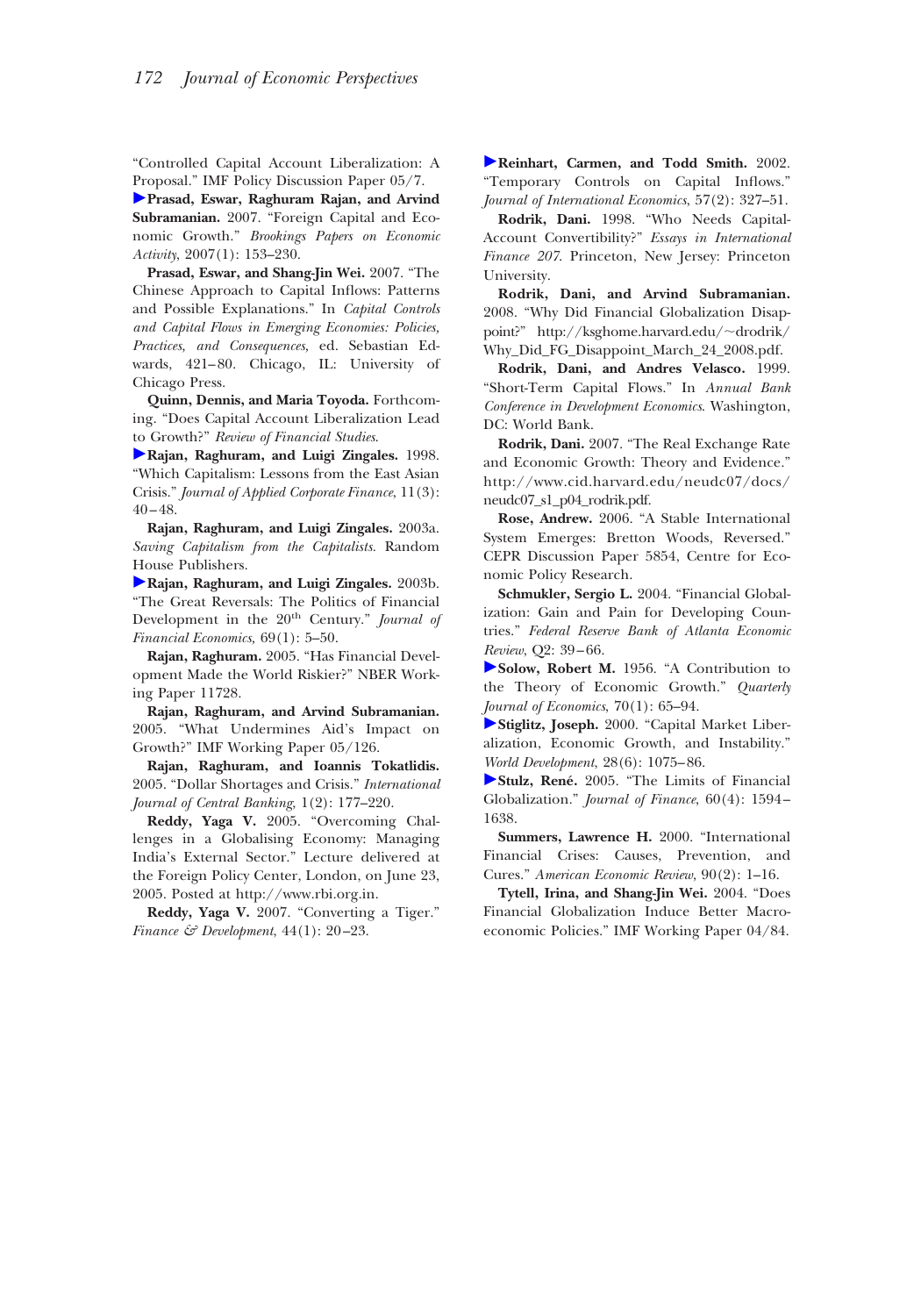"Controlled Capital Account Liberalization: A Proposal." IMF Policy Discussion Paper 05/7.

**Prasad, Eswar, Raghuram Rajan, and Arvind Subramanian.** 2007. "Foreign Capital and Economic Growth." *Brookings Papers on Economic Activity*, 2007(1): 153–230.

**Prasad, Eswar, and Shang-Jin Wei.** 2007. "The Chinese Approach to Capital Inflows: Patterns and Possible Explanations." In *Capital Controls and Capital Flows in Emerging Economies: Policies, Practices, and Consequences,* ed. Sebastian Edwards, 421–80. Chicago, IL: University of Chicago Press.

**Quinn, Dennis, and Maria Toyoda.** Forthcoming. "Does Capital Account Liberalization Lead to Growth?" *Review of Financial Studies*.

**Rajan, Raghuram, and Luigi Zingales.** 1998. "Which Capitalism: Lessons from the East Asian Crisis." *Journal of Applied Corporate Finance*, 11(3): 40–48.

**Rajan, Raghuram, and Luigi Zingales.** 2003a. *Saving Capitalism from the Capitalists.* Random House Publishers.

**Rajan, Raghuram, and Luigi Zingales.** 2003b. "The Great Reversals: The Politics of Financial Development in the 20th Century." *Journal of Financial Economics,* 69(1): 5–50.

**Rajan, Raghuram.** 2005. "Has Financial Development Made the World Riskier?" NBER Working Paper 11728.

**Rajan, Raghuram, and Arvind Subramanian.** 2005. "What Undermines Aid's Impact on Growth?" IMF Working Paper 05/126.

**Rajan, Raghuram, and Ioannis Tokatlidis.** 2005. "Dollar Shortages and Crisis." *International Journal of Central Banking*, 1(2): 177–220.

**Reddy, Yaga V.** 2005. "Overcoming Challenges in a Globalising Economy: Managing India's External Sector." Lecture delivered at the Foreign Policy Center, London, on June 23, 2005. Posted at http://www.rbi.org.in.

**Reddy, Yaga V.** 2007. "Converting a Tiger." *Finance & Development*, 44(1): 20–23.

**Reinhart, Carmen, and Todd Smith.** 2002. "Temporary Controls on Capital Inflows." *Journal of International Economics*, 57(2): 327–51.

**Rodrik, Dani.** 1998. "Who Needs Capital-Account Convertibility?" *Essays in International Finance 207.* Princeton, New Jersey: Princeton University.

**Rodrik, Dani, and Arvind Subramanian.** 2008. "Why Did Financial Globalization Disappoint?" http://ksghome.harvard.edu/~drodrik/Why_Did_FG_Disappoint_March_24_2008.pdf.

**Rodrik, Dani, and Andres Velasco.** 1999. "Short-Term Capital Flows." In *Annual Bank Conference in Development Economics*. Washington, DC: World Bank.

**Rodrik, Dani.** 2007. "The Real Exchange Rate and Economic Growth: Theory and Evidence." http://www.cid.harvard.edu/neudc07/docs/neudc07_s1_p04_rodrik.pdf.

**Rose, Andrew.** 2006. "A Stable International System Emerges: Bretton Woods, Reversed." CEPR Discussion Paper 5854, Centre for Economic Policy Research.

**Schmukler, Sergio L.** 2004. "Financial Globalization: Gain and Pain for Developing Countries." *Federal Reserve Bank of Atlanta Economic Review*, Q2: 39–66.

**Solow, Robert M.** 1956. "A Contribution to the Theory of Economic Growth." *Quarterly Journal of Economics*, 70(1): 65–94.

**Stiglitz, Joseph.** 2000. "Capital Market Liberalization, Economic Growth, and Instability." *World Development*, 28(6): 1075–86.

**Stulz, René.** 2005. "The Limits of Financial Globalization." *Journal of Finance*, 60(4): 1594–1638.

**Summers, Lawrence H.** 2000. "International Financial Crises: Causes, Prevention, and Cures." *American Economic Review*, 90(2): 1–16.

**Tytell, Irina, and Shang-Jin Wei.** 2004. "Does Financial Globalization Induce Better Macroeconomic Policies." IMF Working Paper 04/84.